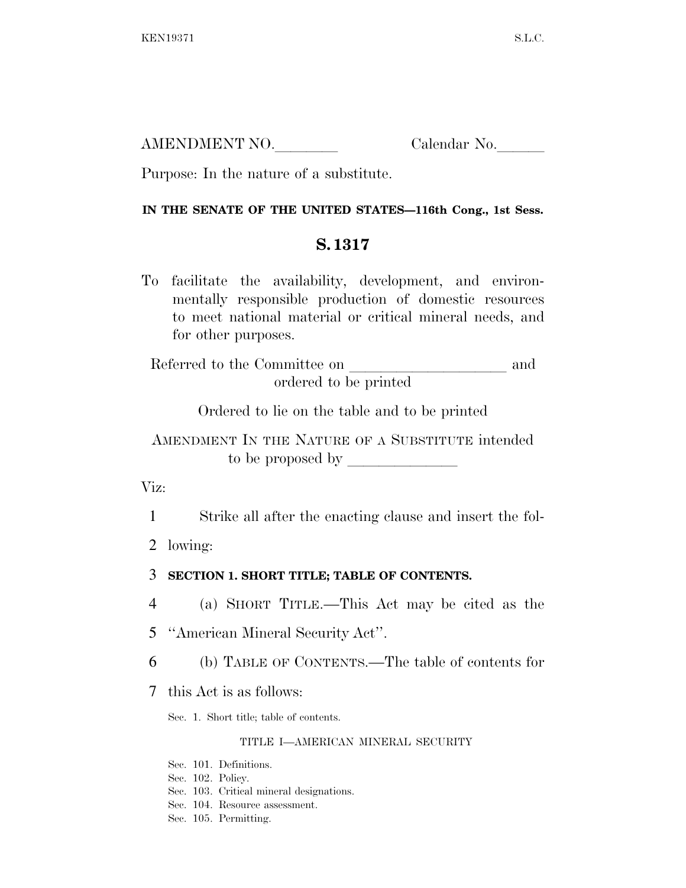AMENDMENT NO.________ Calendar No.______

Purpose: In the nature of a substitute.

**IN THE SENATE OF THE UNITED STATES—116th Cong., 1st Sess.**

# S. 1317

To facilitate the availability, development, and environmentally responsible production of domestic resources to meet national material or critical mineral needs, and for other purposes.

Referred to the Committee on ____________________ and ordered to be printed

Ordered to lie on the table and to be printed

AMENDMENT IN THE NATURE OF A SUBSTITUTE intended to be proposed by ______________

Viz:

1 Strike all after the enacting clause and insert the fol-
2 lowing:

3 **SECTION 1. SHORT TITLE; TABLE OF CONTENTS.**

4 (a) SHORT TITLE.—This Act may be cited as the
5 ''American Mineral Security Act''.

6 (b) TABLE OF CONTENTS.—The table of contents for
7 this Act is as follows:

Sec. 1. Short title; table of contents.

TITLE I—AMERICAN MINERAL SECURITY

Sec. 101. Definitions.
Sec. 102. Policy.
Sec. 103. Critical mineral designations.
Sec. 104. Resource assessment.
Sec. 105. Permitting.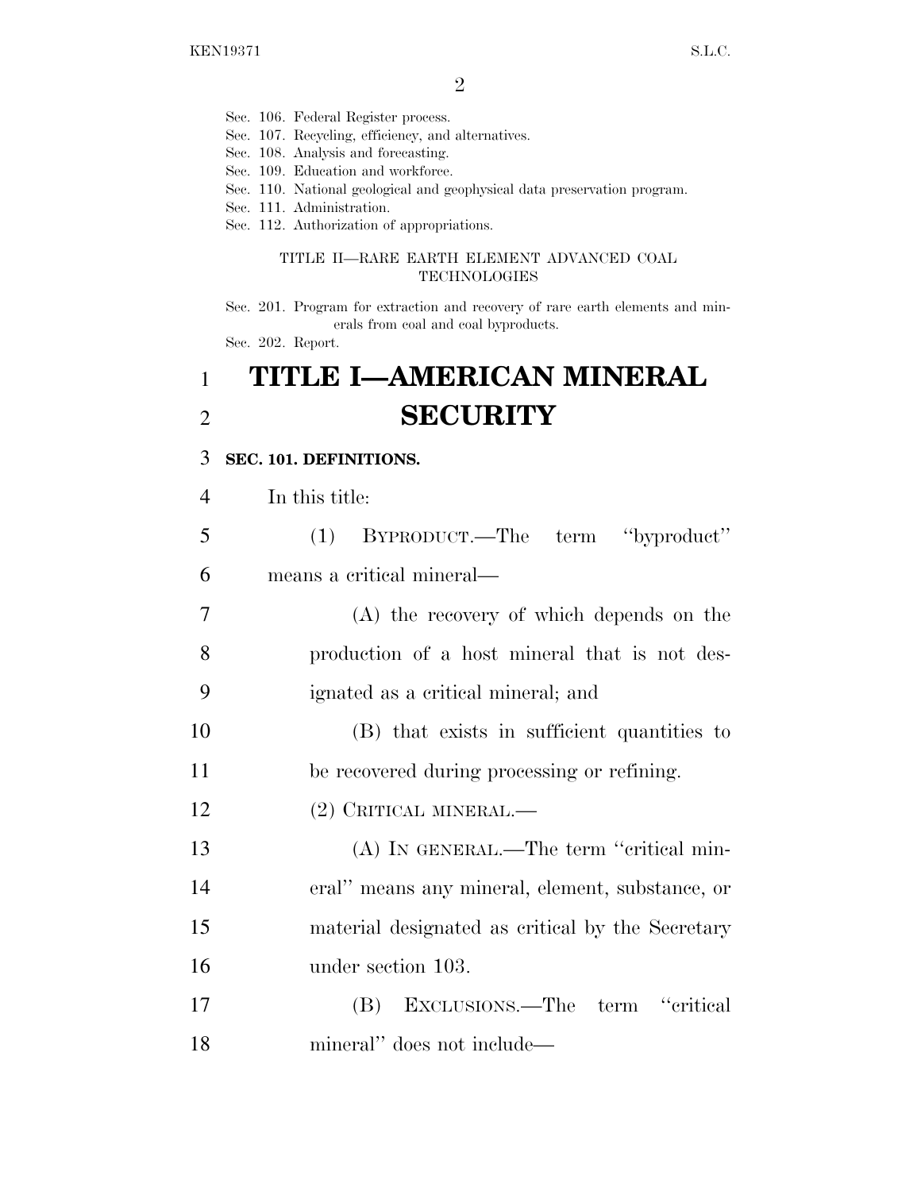Sec. 106. Federal Register process.
Sec. 107. Recycling, efficiency, and alternatives.
Sec. 108. Analysis and forecasting.
Sec. 109. Education and workforce.
Sec. 110. National geological and geophysical data preservation program.
Sec. 111. Administration.
Sec. 112. Authorization of appropriations.

TITLE II—RARE EARTH ELEMENT ADVANCED COAL TECHNOLOGIES

Sec. 201. Program for extraction and recovery of rare earth elements and minerals from coal and coal byproducts.
Sec. 202. Report.

# TITLE I—AMERICAN MINERAL SECURITY

## SEC. 101. DEFINITIONS.

In this title:

(1) BYPRODUCT.—The term "byproduct" means a critical mineral—

(A) the recovery of which depends on the production of a host mineral that is not designated as a critical mineral; and

(B) that exists in sufficient quantities to be recovered during processing or refining.

(2) CRITICAL MINERAL.—

(A) IN GENERAL.—The term "critical mineral" means any mineral, element, substance, or material designated as critical by the Secretary under section 103.

(B) EXCLUSIONS.—The term "critical mineral" does not include—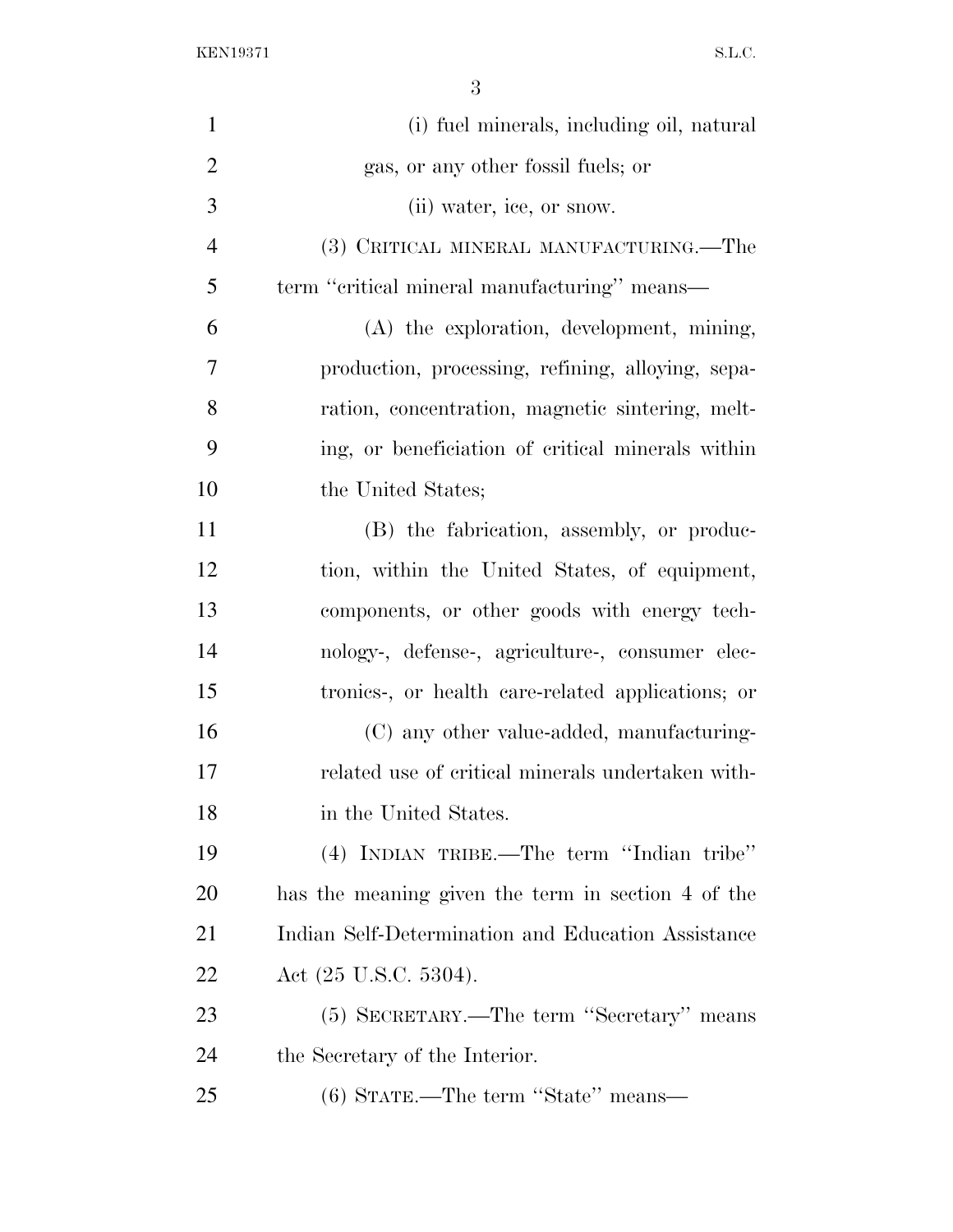(i) fuel minerals, including oil, natural gas, or any other fossil fuels; or

(ii) water, ice, or snow.

(3) CRITICAL MINERAL MANUFACTURING.—The term ''critical mineral manufacturing'' means—

(A) the exploration, development, mining, production, processing, refining, alloying, separation, concentration, magnetic sintering, melting, or beneficiation of critical minerals within the United States;

(B) the fabrication, assembly, or production, within the United States, of equipment, components, or other goods with energy technology-, defense-, agriculture-, consumer electronics-, or health care-related applications; or

(C) any other value-added, manufacturing-related use of critical minerals undertaken within the United States.

(4) INDIAN TRIBE.—The term ''Indian tribe'' has the meaning given the term in section 4 of the Indian Self-Determination and Education Assistance Act (25 U.S.C. 5304).

(5) SECRETARY.—The term ''Secretary'' means the Secretary of the Interior.

(6) STATE.—The term ''State'' means—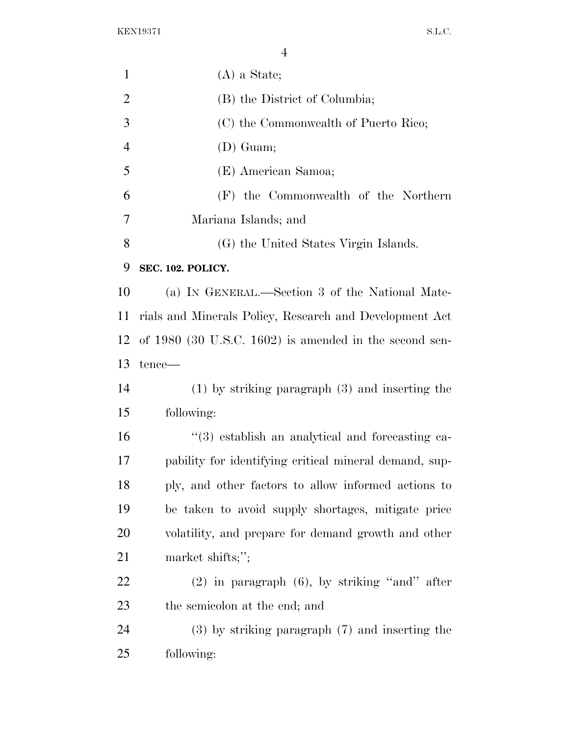(A) a State;

(B) the District of Columbia;

(C) the Commonwealth of Puerto Rico;

(D) Guam;

(E) American Samoa;

(F) the Commonwealth of the Northern Mariana Islands; and

(G) the United States Virgin Islands.

**SEC. 102. POLICY.**

(a) IN GENERAL.—Section 3 of the National Materials and Minerals Policy, Research and Development Act of 1980 (30 U.S.C. 1602) is amended in the second sentence—

(1) by striking paragraph (3) and inserting the following:

''(3) establish an analytical and forecasting capability for identifying critical mineral demand, supply, and other factors to allow informed actions to be taken to avoid supply shortages, mitigate price volatility, and prepare for demand growth and other market shifts;'';

(2) in paragraph (6), by striking ''and'' after the semicolon at the end; and

(3) by striking paragraph (7) and inserting the following: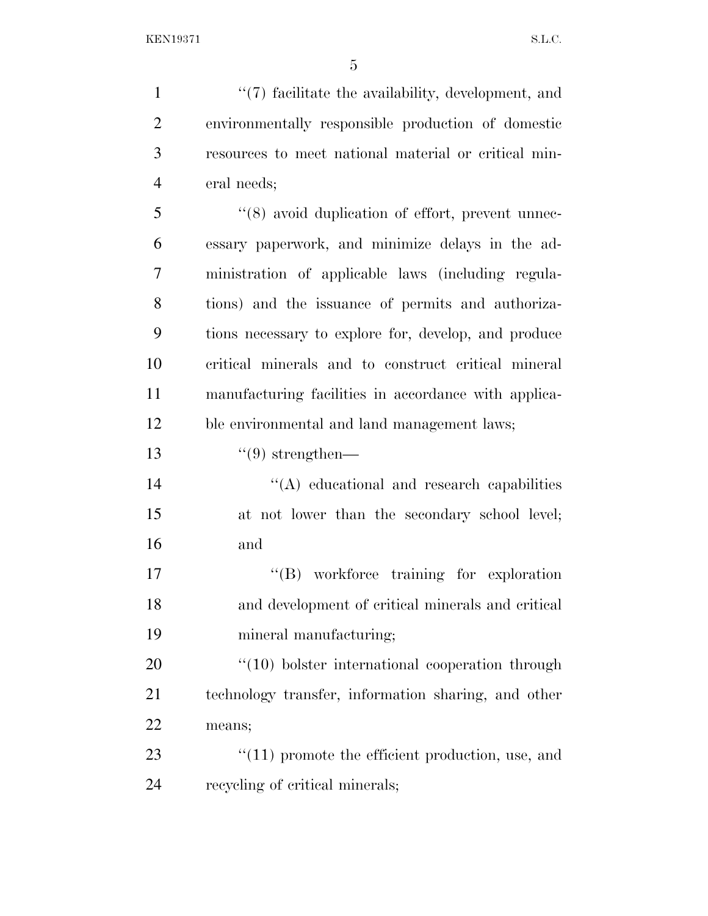"(7) facilitate the availability, development, and environmentally responsible production of domestic resources to meet national material or critical mineral needs;

"(8) avoid duplication of effort, prevent unnecessary paperwork, and minimize delays in the administration of applicable laws (including regulations) and the issuance of permits and authorizations necessary to explore for, develop, and produce critical minerals and to construct critical mineral manufacturing facilities in accordance with applicable environmental and land management laws;

"(9) strengthen—

"(A) educational and research capabilities at not lower than the secondary school level; and

"(B) workforce training for exploration and development of critical minerals and critical mineral manufacturing;

"(10) bolster international cooperation through technology transfer, information sharing, and other means;

"(11) promote the efficient production, use, and recycling of critical minerals;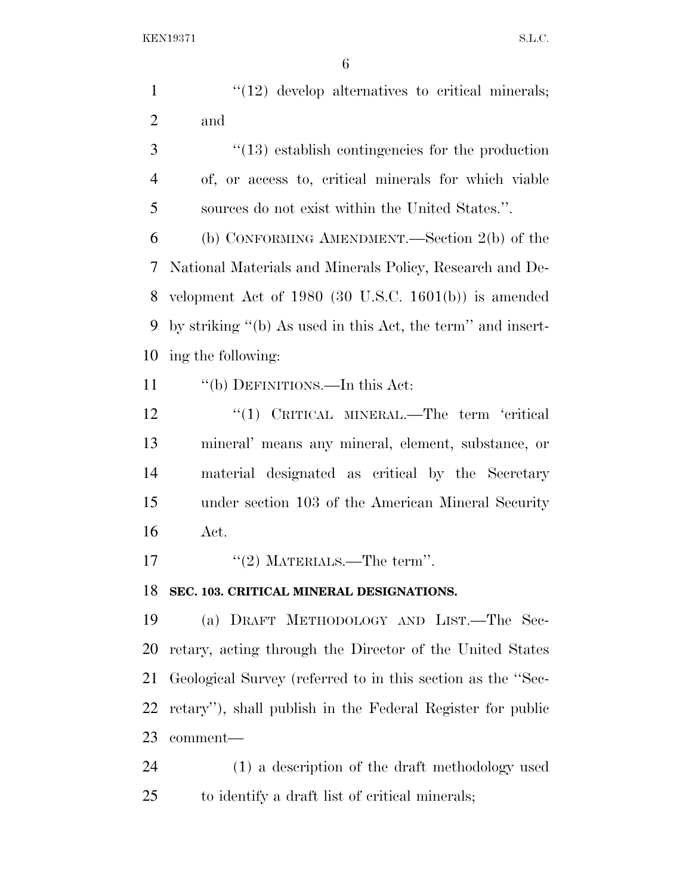"(12) develop alternatives to critical minerals; and

"(13) establish contingencies for the production of, or access to, critical minerals for which viable sources do not exist within the United States.".

(b) CONFORMING AMENDMENT.—Section 2(b) of the National Materials and Minerals Policy, Research and Development Act of 1980 (30 U.S.C. 1601(b)) is amended by striking "(b) As used in this Act, the term" and inserting the following:

"(b) DEFINITIONS.—In this Act:

"(1) CRITICAL MINERAL.—The term 'critical mineral' means any mineral, element, substance, or material designated as critical by the Secretary under section 103 of the American Mineral Security Act.

"(2) MATERIALS.—The term".

**SEC. 103. CRITICAL MINERAL DESIGNATIONS.**

(a) DRAFT METHODOLOGY AND LIST.—The Secretary, acting through the Director of the United States Geological Survey (referred to in this section as the "Secretary"), shall publish in the Federal Register for public comment—

(1) a description of the draft methodology used to identify a draft list of critical minerals;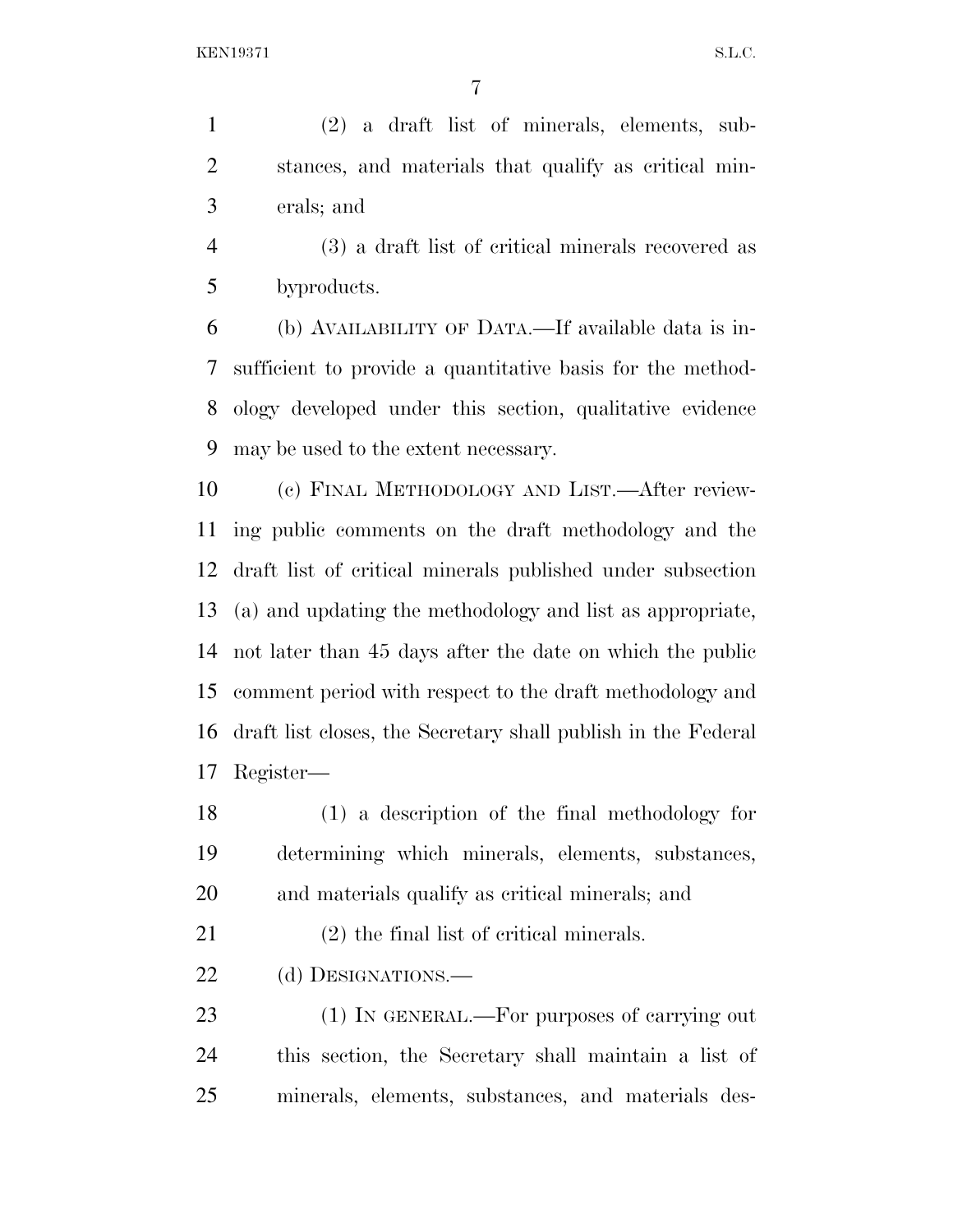(2) a draft list of minerals, elements, substances, and materials that qualify as critical minerals; and

(3) a draft list of critical minerals recovered as byproducts.

(b) AVAILABILITY OF DATA.—If available data is insufficient to provide a quantitative basis for the methodology developed under this section, qualitative evidence may be used to the extent necessary.

(c) FINAL METHODOLOGY AND LIST.—After reviewing public comments on the draft methodology and the draft list of critical minerals published under subsection (a) and updating the methodology and list as appropriate, not later than 45 days after the date on which the public comment period with respect to the draft methodology and draft list closes, the Secretary shall publish in the Federal Register—

(1) a description of the final methodology for determining which minerals, elements, substances, and materials qualify as critical minerals; and

(2) the final list of critical minerals.

(d) DESIGNATIONS.—

(1) IN GENERAL.—For purposes of carrying out this section, the Secretary shall maintain a list of minerals, elements, substances, and materials des-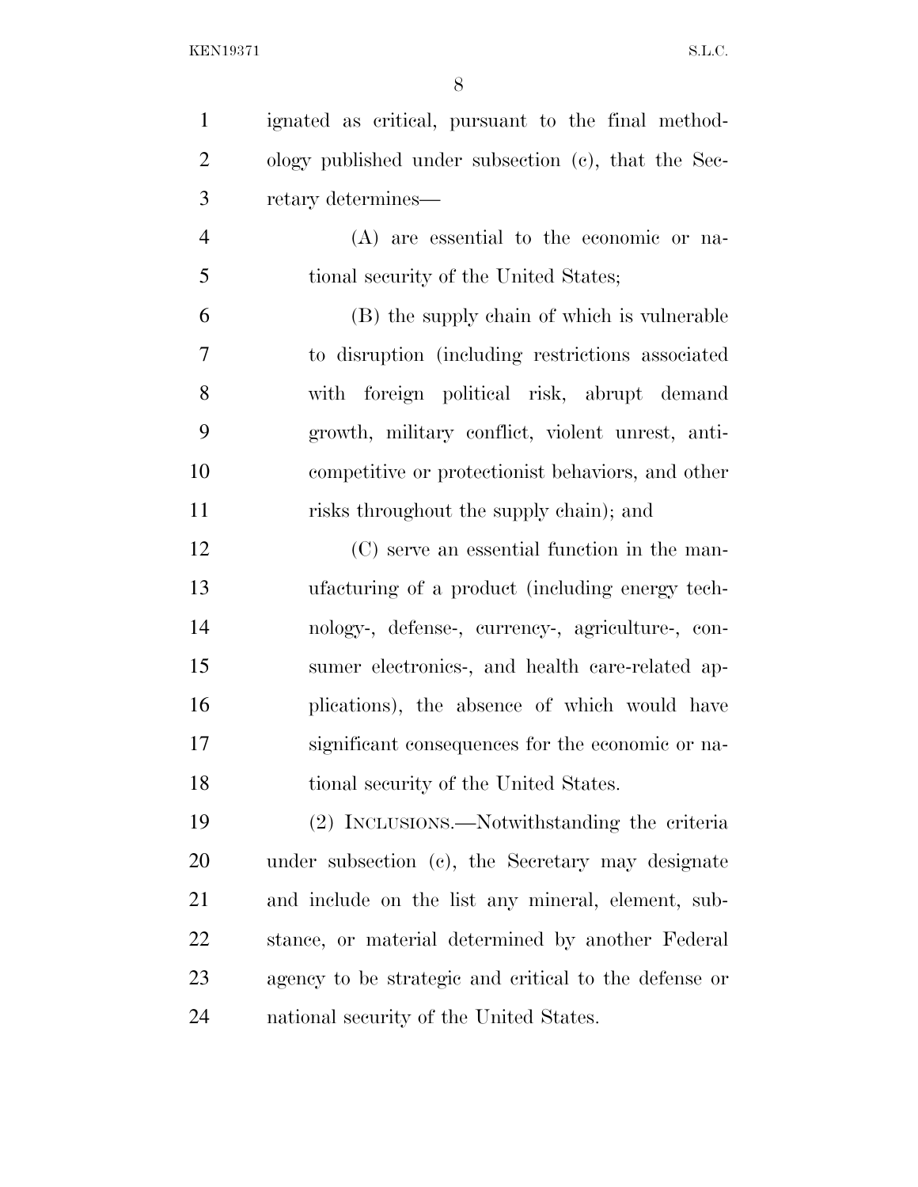ignated as critical, pursuant to the final methodology published under subsection (c), that the Secretary determines—

(A) are essential to the economic or national security of the United States;

(B) the supply chain of which is vulnerable to disruption (including restrictions associated with foreign political risk, abrupt demand growth, military conflict, violent unrest, anti-competitive or protectionist behaviors, and other risks throughout the supply chain); and

(C) serve an essential function in the manufacturing of a product (including energy technology-, defense-, currency-, agriculture-, consumer electronics-, and health care-related applications), the absence of which would have significant consequences for the economic or national security of the United States.

(2) INCLUSIONS.—Notwithstanding the criteria under subsection (c), the Secretary may designate and include on the list any mineral, element, substance, or material determined by another Federal agency to be strategic and critical to the defense or national security of the United States.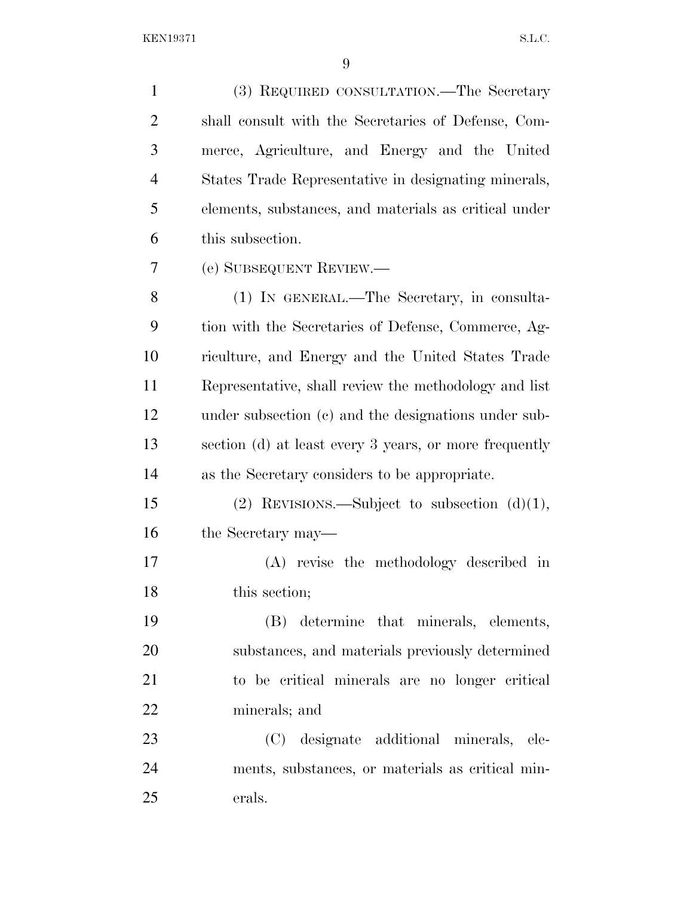(3) REQUIRED CONSULTATION.—The Secretary shall consult with the Secretaries of Defense, Commerce, Agriculture, and Energy and the United States Trade Representative in designating minerals, elements, substances, and materials as critical under this subsection.

(e) SUBSEQUENT REVIEW.—

(1) IN GENERAL.—The Secretary, in consultation with the Secretaries of Defense, Commerce, Agriculture, and Energy and the United States Trade Representative, shall review the methodology and list under subsection (c) and the designations under subsection (d) at least every 3 years, or more frequently as the Secretary considers to be appropriate.

(2) REVISIONS.—Subject to subsection (d)(1), the Secretary may—

(A) revise the methodology described in this section;

(B) determine that minerals, elements, substances, and materials previously determined to be critical minerals are no longer critical minerals; and

(C) designate additional minerals, elements, substances, or materials as critical minerals.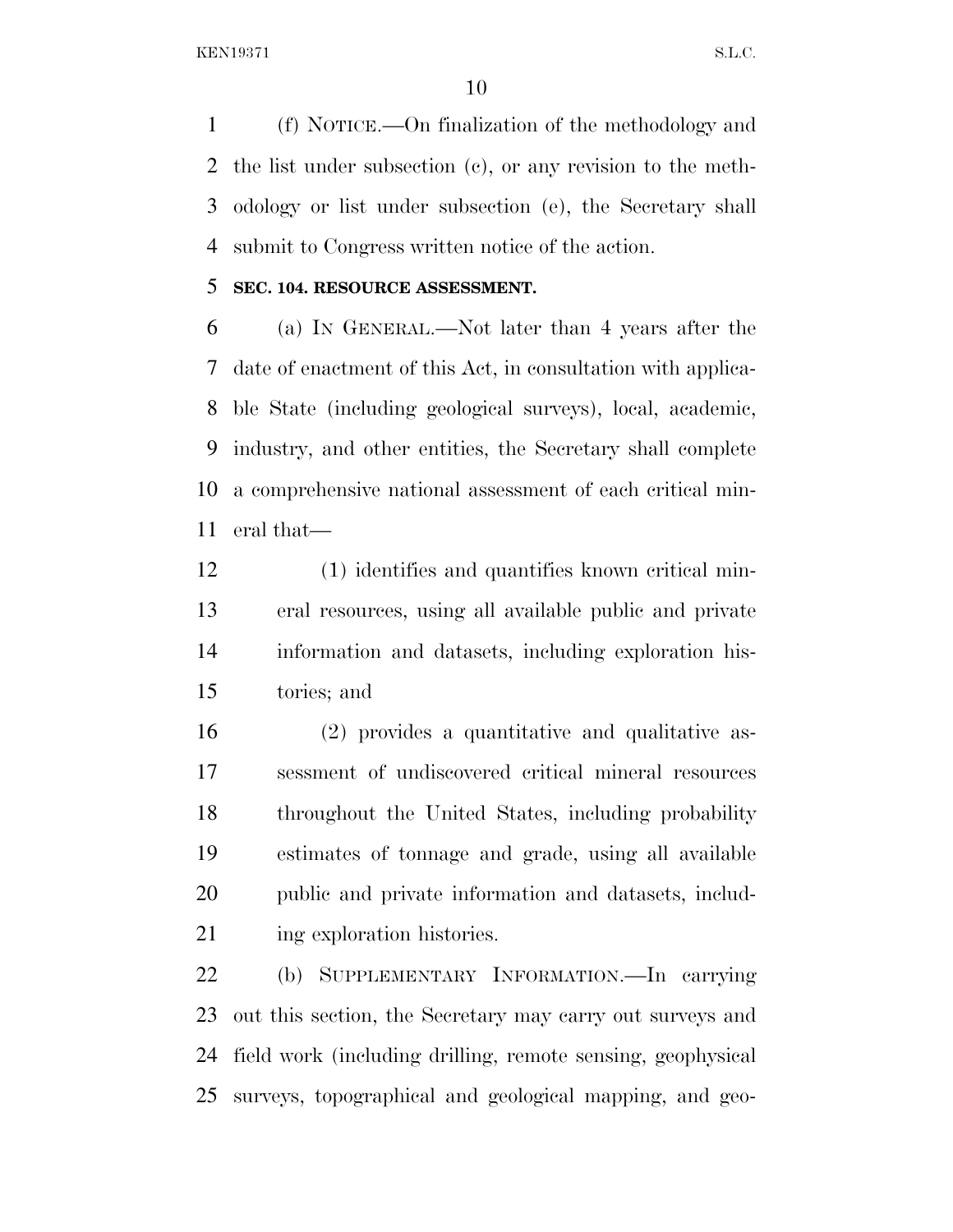(f) NOTICE.—On finalization of the methodology and the list under subsection (c), or any revision to the methodology or list under subsection (e), the Secretary shall submit to Congress written notice of the action.

**SEC. 104. RESOURCE ASSESSMENT.**

(a) IN GENERAL.—Not later than 4 years after the date of enactment of this Act, in consultation with applicable State (including geological surveys), local, academic, industry, and other entities, the Secretary shall complete a comprehensive national assessment of each critical mineral that—

(1) identifies and quantifies known critical mineral resources, using all available public and private information and datasets, including exploration histories; and

(2) provides a quantitative and qualitative assessment of undiscovered critical mineral resources throughout the United States, including probability estimates of tonnage and grade, using all available public and private information and datasets, including exploration histories.

(b) SUPPLEMENTARY INFORMATION.—In carrying out this section, the Secretary may carry out surveys and field work (including drilling, remote sensing, geophysical surveys, topographical and geological mapping, and geo-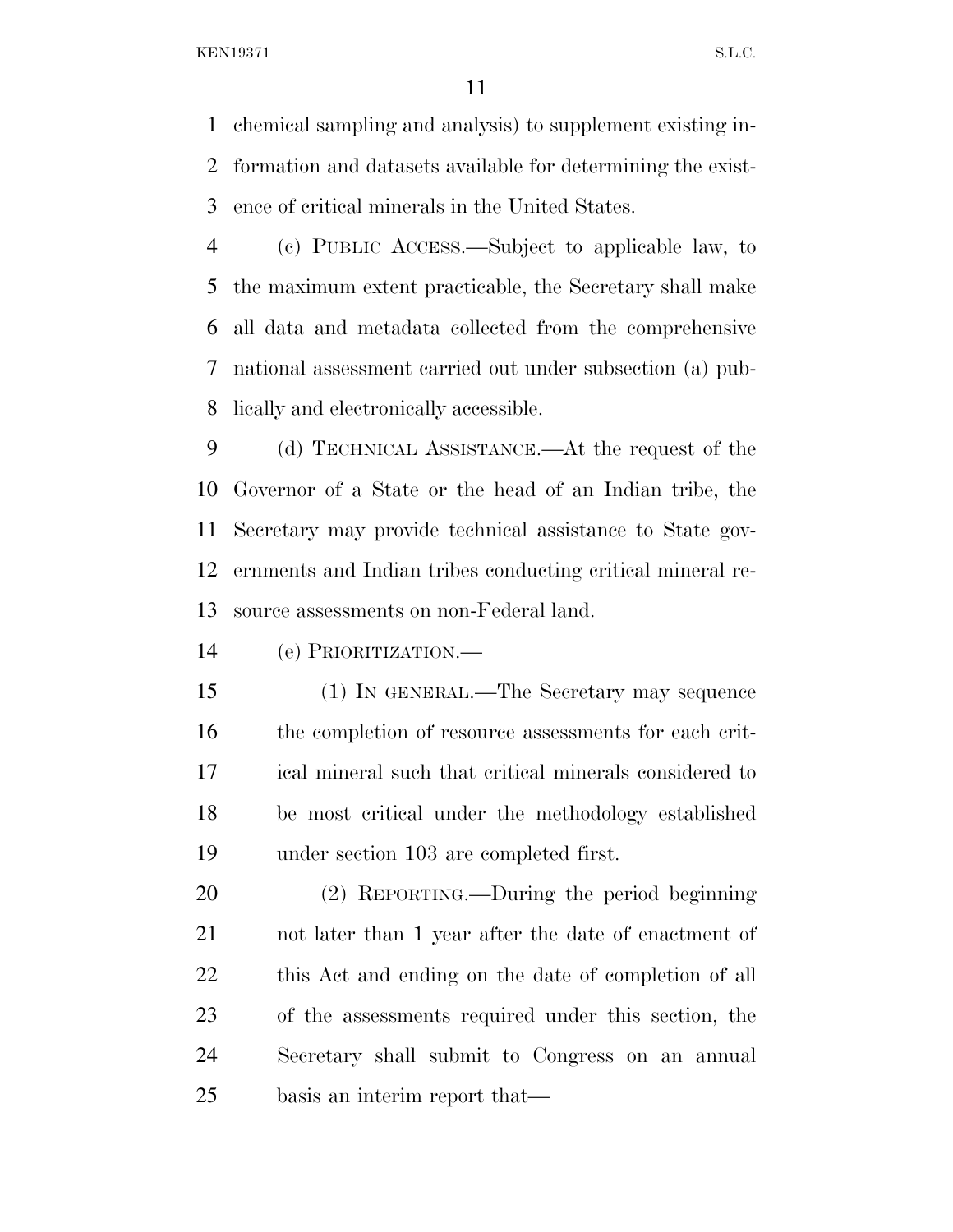chemical sampling and analysis) to supplement existing information and datasets available for determining the existence of critical minerals in the United States.

(c) PUBLIC ACCESS.—Subject to applicable law, to the maximum extent practicable, the Secretary shall make all data and metadata collected from the comprehensive national assessment carried out under subsection (a) publically and electronically accessible.

(d) TECHNICAL ASSISTANCE.—At the request of the Governor of a State or the head of an Indian tribe, the Secretary may provide technical assistance to State governments and Indian tribes conducting critical mineral resource assessments on non-Federal land.

(e) PRIORITIZATION.—

(1) IN GENERAL.—The Secretary may sequence the completion of resource assessments for each critical mineral such that critical minerals considered to be most critical under the methodology established under section 103 are completed first.

(2) REPORTING.—During the period beginning not later than 1 year after the date of enactment of this Act and ending on the date of completion of all of the assessments required under this section, the Secretary shall submit to Congress on an annual basis an interim report that—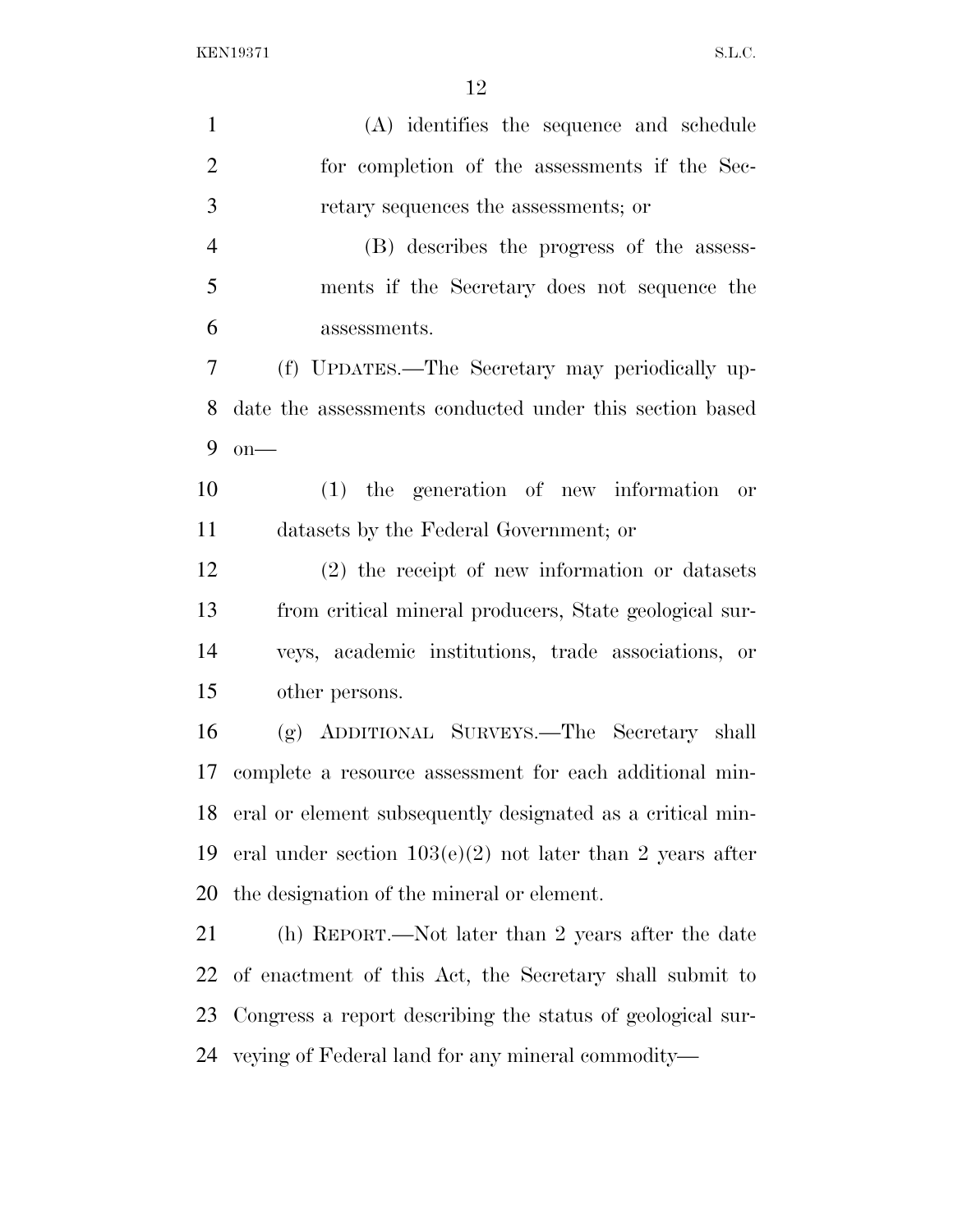(A) identifies the sequence and schedule for completion of the assessments if the Secretary sequences the assessments; or

(B) describes the progress of the assessments if the Secretary does not sequence the assessments.

(f) UPDATES.—The Secretary may periodically update the assessments conducted under this section based on—

(1) the generation of new information or datasets by the Federal Government; or

(2) the receipt of new information or datasets from critical mineral producers, State geological surveys, academic institutions, trade associations, or other persons.

(g) ADDITIONAL SURVEYS.—The Secretary shall complete a resource assessment for each additional mineral or element subsequently designated as a critical mineral under section 103(e)(2) not later than 2 years after the designation of the mineral or element.

(h) REPORT.—Not later than 2 years after the date of enactment of this Act, the Secretary shall submit to Congress a report describing the status of geological surveying of Federal land for any mineral commodity—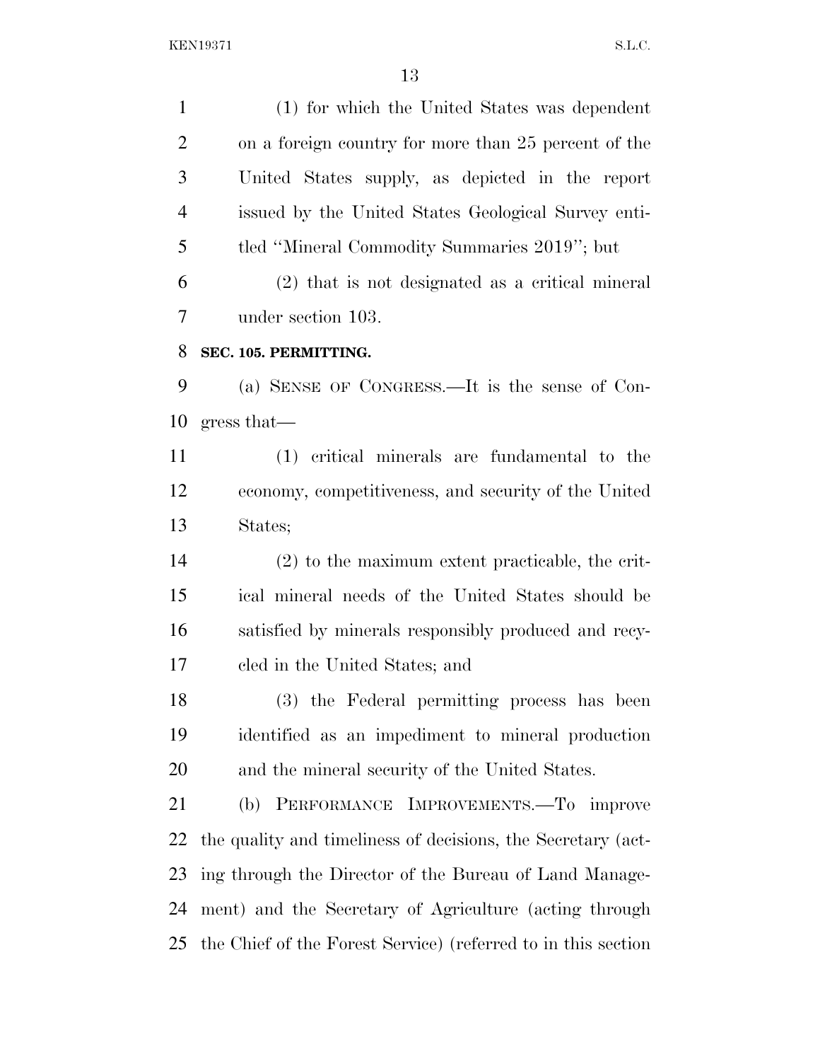(1) for which the United States was dependent on a foreign country for more than 25 percent of the United States supply, as depicted in the report issued by the United States Geological Survey entitled ''Mineral Commodity Summaries 2019''; but

(2) that is not designated as a critical mineral under section 103.

**SEC. 105. PERMITTING.**

(a) SENSE OF CONGRESS.—It is the sense of Congress that—

(1) critical minerals are fundamental to the economy, competitiveness, and security of the United States;

(2) to the maximum extent practicable, the critical mineral needs of the United States should be satisfied by minerals responsibly produced and recycled in the United States; and

(3) the Federal permitting process has been identified as an impediment to mineral production and the mineral security of the United States.

(b) PERFORMANCE IMPROVEMENTS.—To improve the quality and timeliness of decisions, the Secretary (acting through the Director of the Bureau of Land Management) and the Secretary of Agriculture (acting through the Chief of the Forest Service) (referred to in this section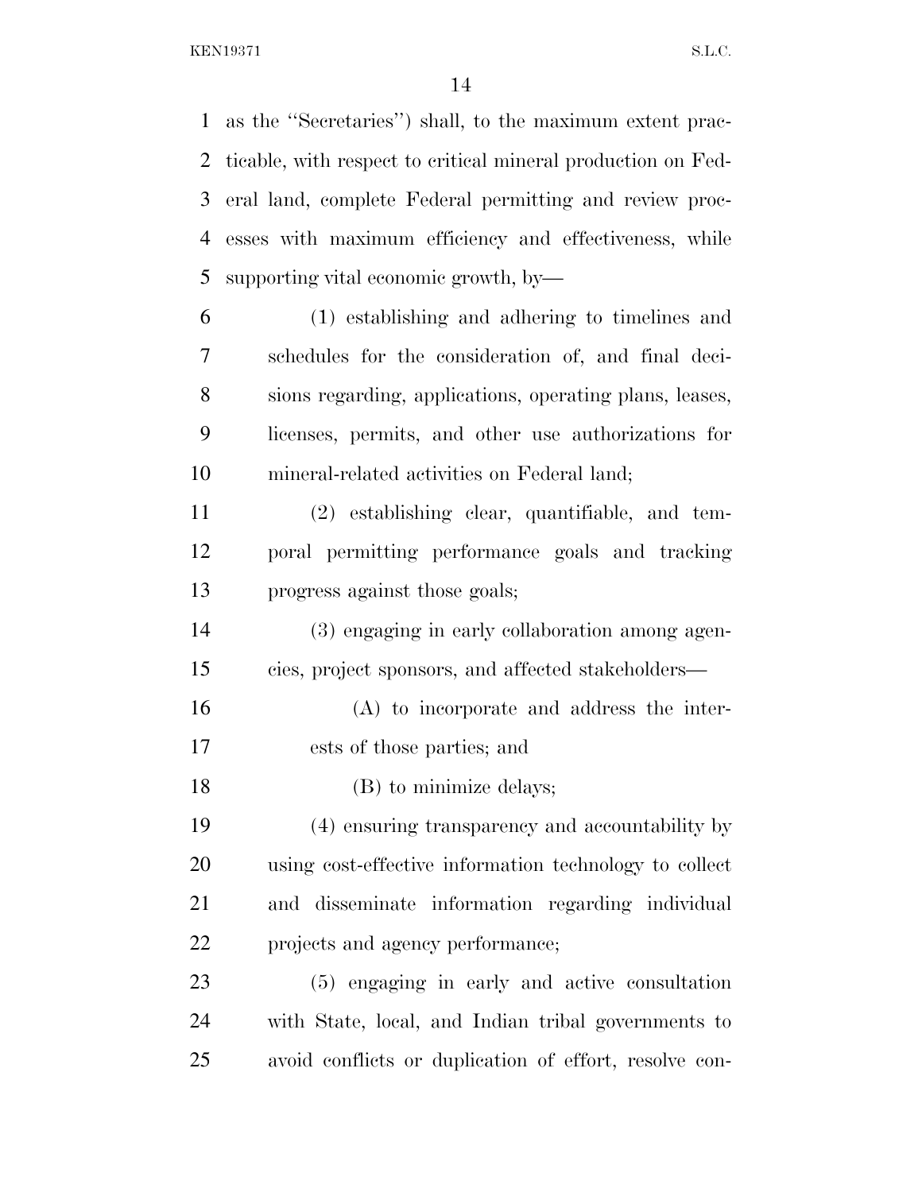as the "Secretaries") shall, to the maximum extent practicable, with respect to critical mineral production on Federal land, complete Federal permitting and review processes with maximum efficiency and effectiveness, while supporting vital economic growth, by—

(1) establishing and adhering to timelines and schedules for the consideration of, and final decisions regarding, applications, operating plans, leases, licenses, permits, and other use authorizations for mineral-related activities on Federal land;

(2) establishing clear, quantifiable, and temporal permitting performance goals and tracking progress against those goals;

(3) engaging in early collaboration among agencies, project sponsors, and affected stakeholders—

(A) to incorporate and address the interests of those parties; and

(B) to minimize delays;

(4) ensuring transparency and accountability by using cost-effective information technology to collect and disseminate information regarding individual projects and agency performance;

(5) engaging in early and active consultation with State, local, and Indian tribal governments to avoid conflicts or duplication of effort, resolve con-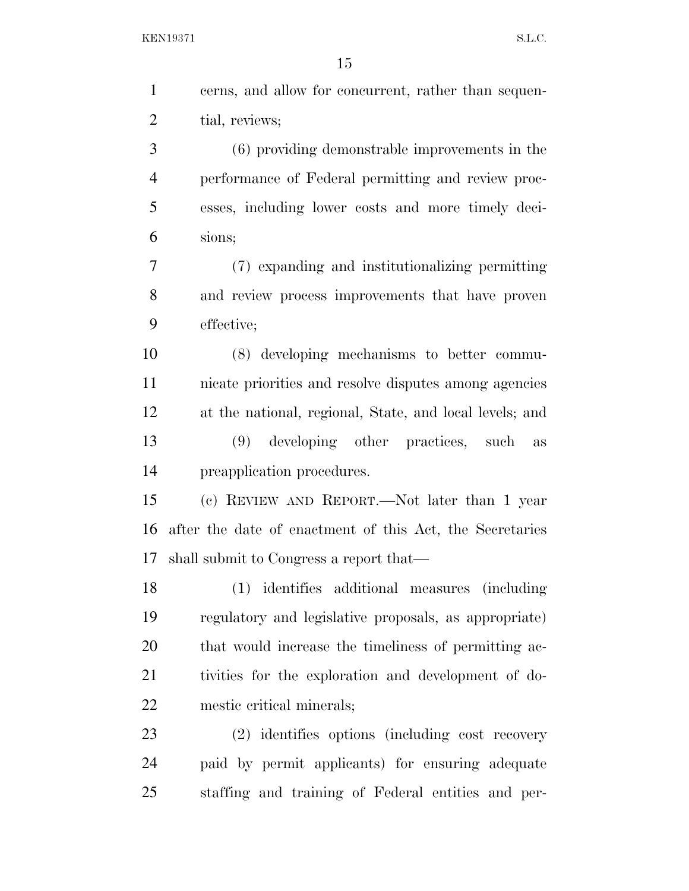cerns, and allow for concurrent, rather than sequential, reviews;

(6) providing demonstrable improvements in the performance of Federal permitting and review processes, including lower costs and more timely decisions;

(7) expanding and institutionalizing permitting and review process improvements that have proven effective;

(8) developing mechanisms to better communicate priorities and resolve disputes among agencies at the national, regional, State, and local levels; and

(9) developing other practices, such as preapplication procedures.

(c) REVIEW AND REPORT.—Not later than 1 year after the date of enactment of this Act, the Secretaries shall submit to Congress a report that—

(1) identifies additional measures (including regulatory and legislative proposals, as appropriate) that would increase the timeliness of permitting activities for the exploration and development of domestic critical minerals;

(2) identifies options (including cost recovery paid by permit applicants) for ensuring adequate staffing and training of Federal entities and per-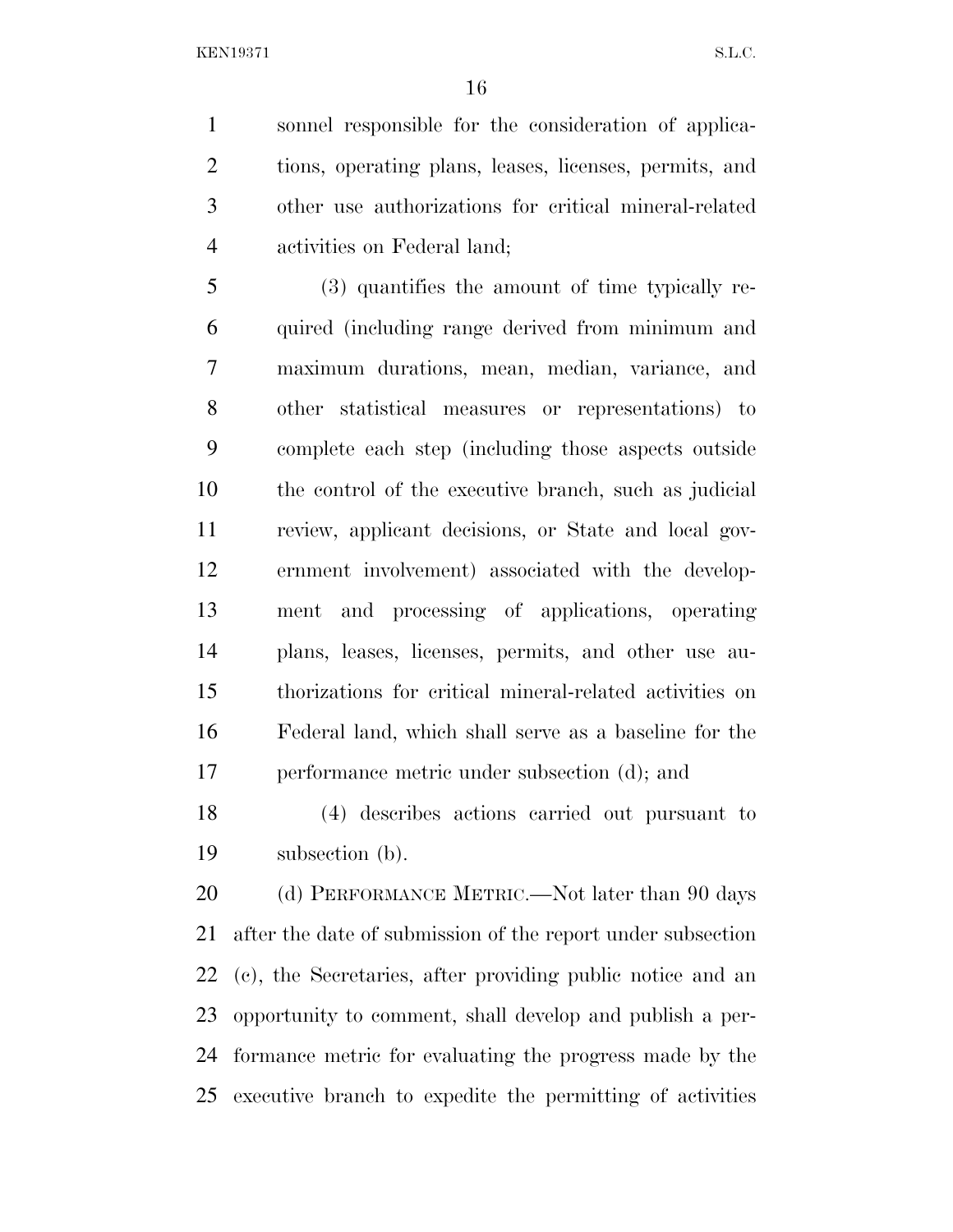sonnel responsible for the consideration of applications, operating plans, leases, licenses, permits, and other use authorizations for critical mineral-related activities on Federal land;

(3) quantifies the amount of time typically required (including range derived from minimum and maximum durations, mean, median, variance, and other statistical measures or representations) to complete each step (including those aspects outside the control of the executive branch, such as judicial review, applicant decisions, or State and local government involvement) associated with the development and processing of applications, operating plans, leases, licenses, permits, and other use authorizations for critical mineral-related activities on Federal land, which shall serve as a baseline for the performance metric under subsection (d); and

(4) describes actions carried out pursuant to subsection (b).

(d) PERFORMANCE METRIC.—Not later than 90 days after the date of submission of the report under subsection (c), the Secretaries, after providing public notice and an opportunity to comment, shall develop and publish a performance metric for evaluating the progress made by the executive branch to expedite the permitting of activities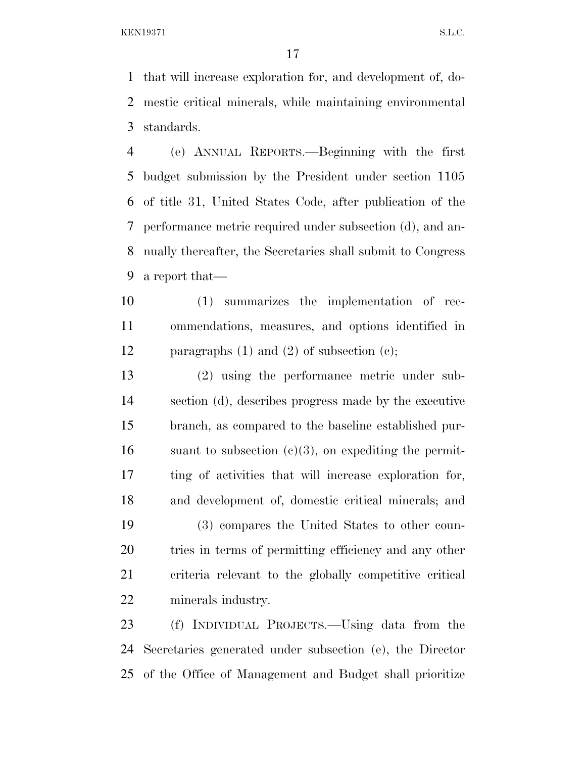that will increase exploration for, and development of, domestic critical minerals, while maintaining environmental standards.

(e) ANNUAL REPORTS.—Beginning with the first budget submission by the President under section 1105 of title 31, United States Code, after publication of the performance metric required under subsection (d), and annually thereafter, the Secretaries shall submit to Congress a report that—

(1) summarizes the implementation of recommendations, measures, and options identified in paragraphs (1) and (2) of subsection (c);

(2) using the performance metric under subsection (d), describes progress made by the executive branch, as compared to the baseline established pursuant to subsection (c)(3), on expediting the permitting of activities that will increase exploration for, and development of, domestic critical minerals; and

(3) compares the United States to other countries in terms of permitting efficiency and any other criteria relevant to the globally competitive critical minerals industry.

(f) INDIVIDUAL PROJECTS.—Using data from the Secretaries generated under subsection (e), the Director of the Office of Management and Budget shall prioritize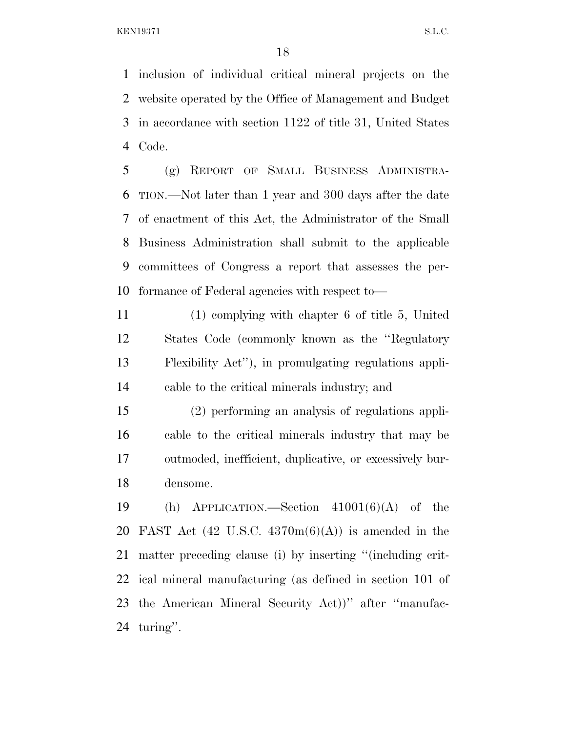inclusion of individual critical mineral projects on the website operated by the Office of Management and Budget in accordance with section 1122 of title 31, United States Code.

(g) REPORT OF SMALL BUSINESS ADMINISTRATION.—Not later than 1 year and 300 days after the date of enactment of this Act, the Administrator of the Small Business Administration shall submit to the applicable committees of Congress a report that assesses the performance of Federal agencies with respect to—

(1) complying with chapter 6 of title 5, United States Code (commonly known as the ''Regulatory Flexibility Act''), in promulgating regulations applicable to the critical minerals industry; and

(2) performing an analysis of regulations applicable to the critical minerals industry that may be outmoded, inefficient, duplicative, or excessively burdensome.

(h) APPLICATION.—Section 41001(6)(A) of the FAST Act (42 U.S.C. 4370m(6)(A)) is amended in the matter preceding clause (i) by inserting ''(including critical mineral manufacturing (as defined in section 101 of the American Mineral Security Act))'' after ''manufacturing''.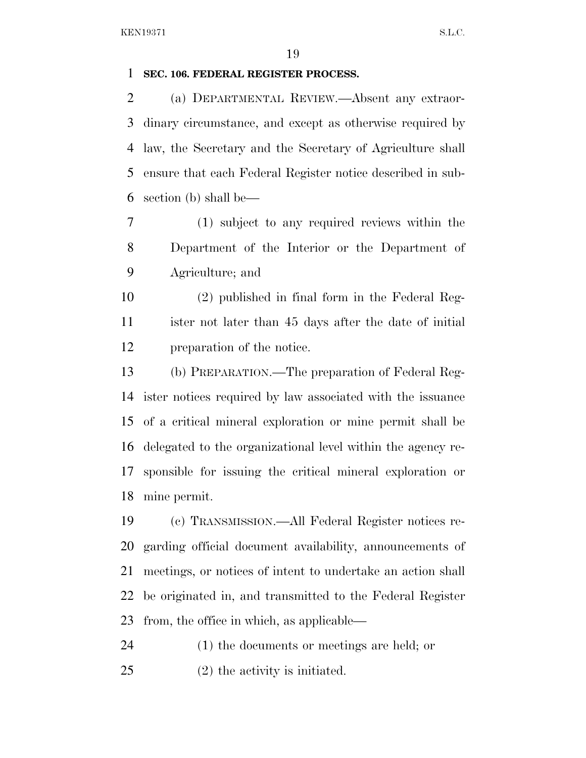**SEC. 106. FEDERAL REGISTER PROCESS.**

(a) DEPARTMENTAL REVIEW.—Absent any extraordinary circumstance, and except as otherwise required by law, the Secretary and the Secretary of Agriculture shall ensure that each Federal Register notice described in subsection (b) shall be—

(1) subject to any required reviews within the Department of the Interior or the Department of Agriculture; and

(2) published in final form in the Federal Register not later than 45 days after the date of initial preparation of the notice.

(b) PREPARATION.—The preparation of Federal Register notices required by law associated with the issuance of a critical mineral exploration or mine permit shall be delegated to the organizational level within the agency responsible for issuing the critical mineral exploration or mine permit.

(c) TRANSMISSION.—All Federal Register notices regarding official document availability, announcements of meetings, or notices of intent to undertake an action shall be originated in, and transmitted to the Federal Register from, the office in which, as applicable—

(1) the documents or meetings are held; or

(2) the activity is initiated.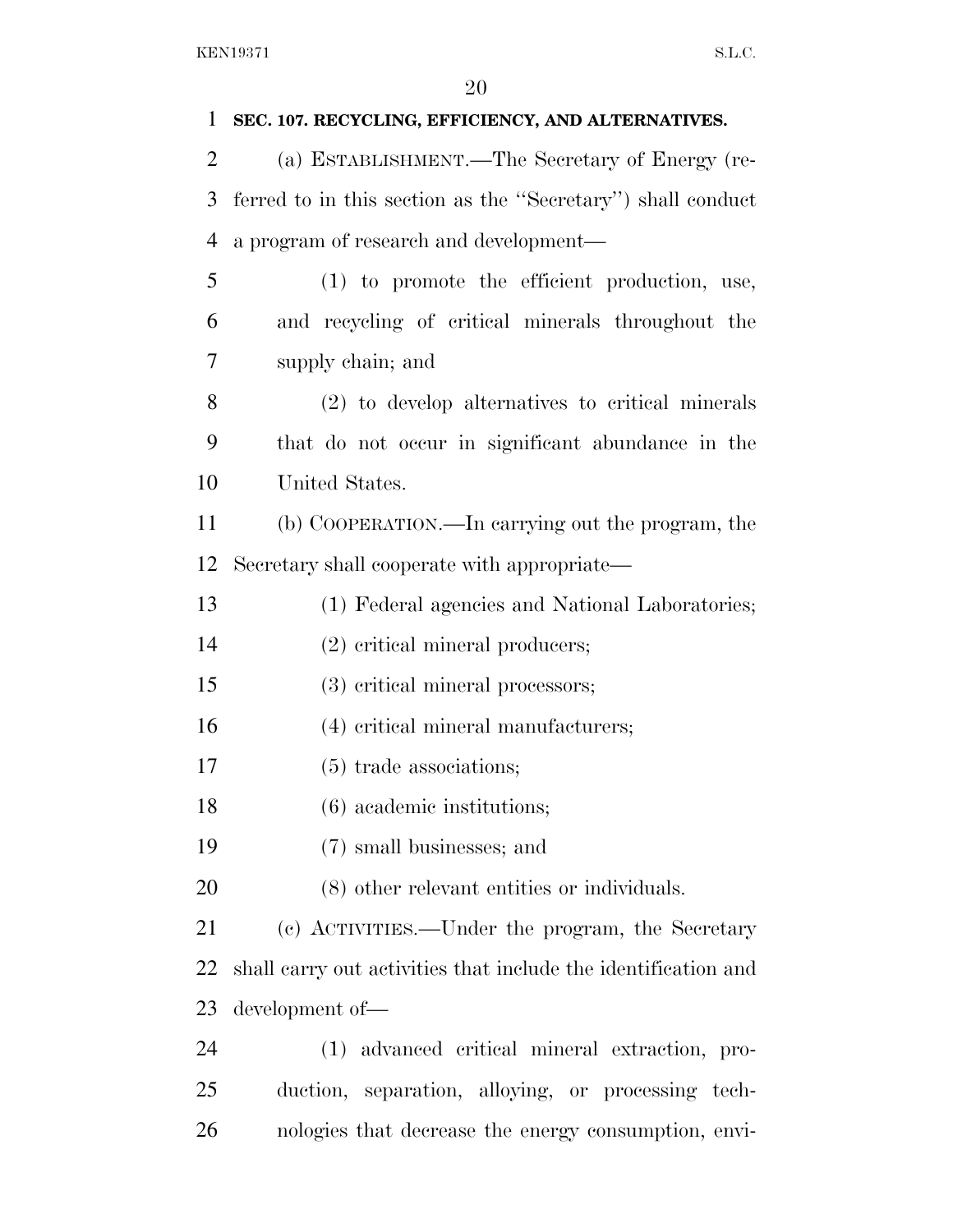**SEC. 107. RECYCLING, EFFICIENCY, AND ALTERNATIVES.**

(a) ESTABLISHMENT.—The Secretary of Energy (referred to in this section as the ''Secretary'') shall conduct a program of research and development—

(1) to promote the efficient production, use, and recycling of critical minerals throughout the supply chain; and

(2) to develop alternatives to critical minerals that do not occur in significant abundance in the United States.

(b) COOPERATION.—In carrying out the program, the Secretary shall cooperate with appropriate—

(1) Federal agencies and National Laboratories;

(2) critical mineral producers;

(3) critical mineral processors;

(4) critical mineral manufacturers;

(5) trade associations;

(6) academic institutions;

(7) small businesses; and

(8) other relevant entities or individuals.

(c) ACTIVITIES.—Under the program, the Secretary shall carry out activities that include the identification and development of—

(1) advanced critical mineral extraction, production, separation, alloying, or processing technologies that decrease the energy consumption, envi-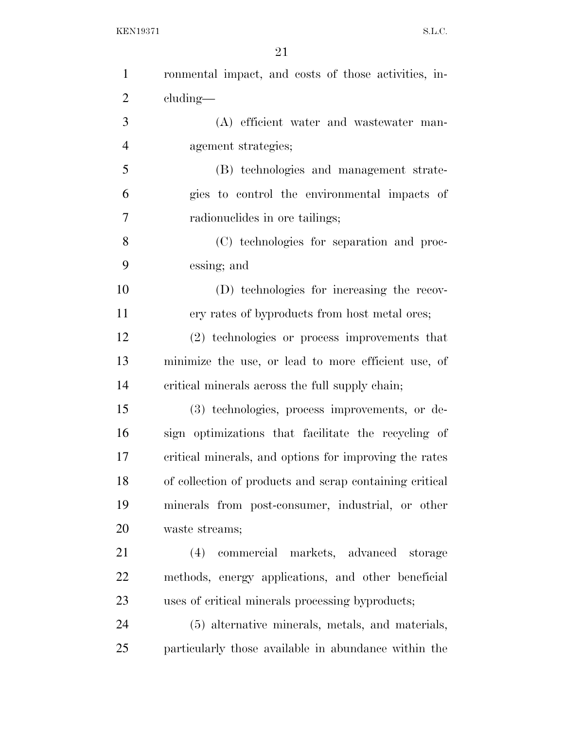ronmental impact, and costs of those activities, including—

(A) efficient water and wastewater management strategies;

(B) technologies and management strategies to control the environmental impacts of radionuclides in ore tailings;

(C) technologies for separation and processing; and

(D) technologies for increasing the recovery rates of byproducts from host metal ores;

(2) technologies or process improvements that minimize the use, or lead to more efficient use, of critical minerals across the full supply chain;

(3) technologies, process improvements, or design optimizations that facilitate the recycling of critical minerals, and options for improving the rates of collection of products and scrap containing critical minerals from post-consumer, industrial, or other waste streams;

(4) commercial markets, advanced storage methods, energy applications, and other beneficial uses of critical minerals processing byproducts;

(5) alternative minerals, metals, and materials, particularly those available in abundance within the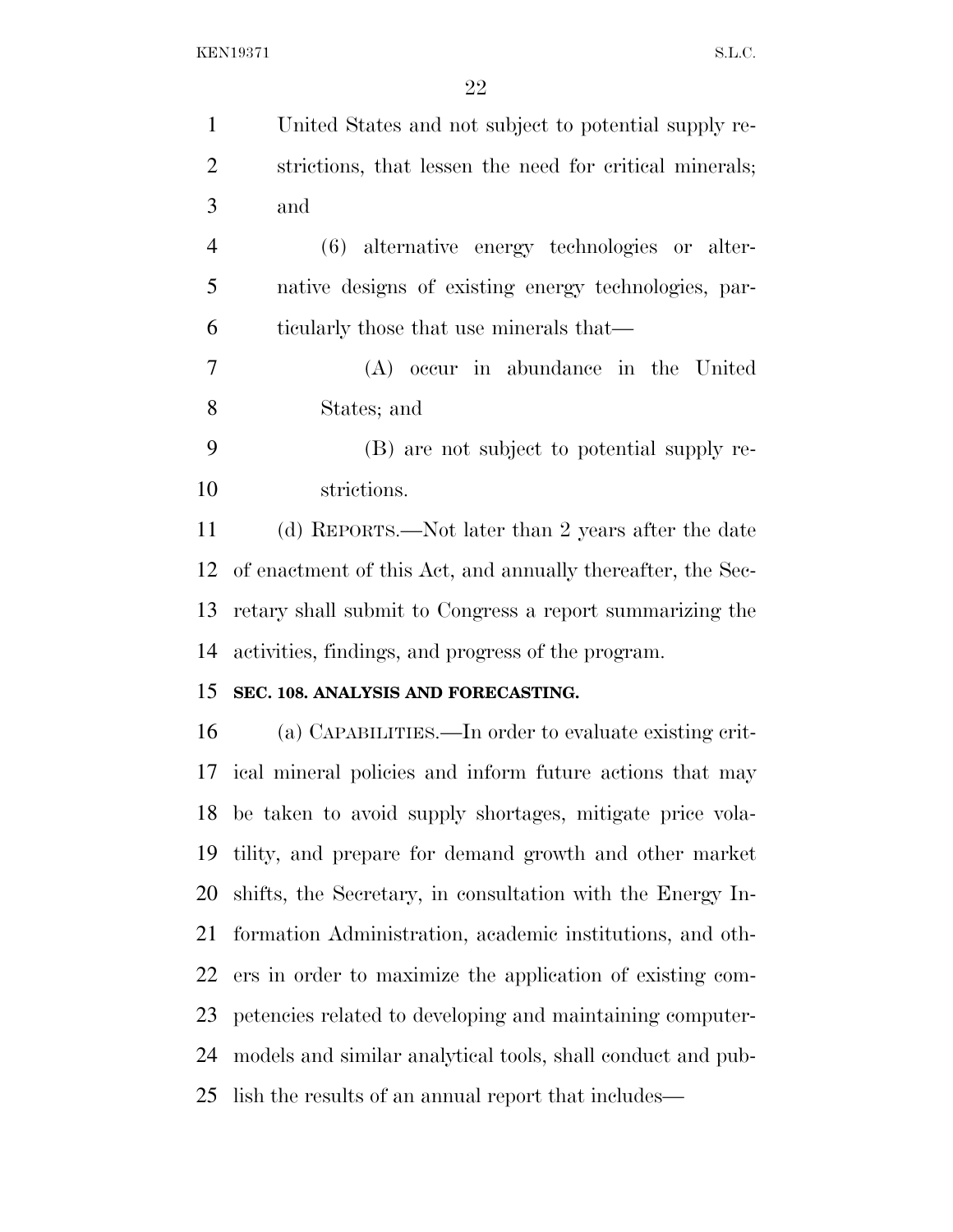United States and not subject to potential supply restrictions, that lessen the need for critical minerals; and

(6) alternative energy technologies or alternative designs of existing energy technologies, particularly those that use minerals that—

(A) occur in abundance in the United States; and

(B) are not subject to potential supply restrictions.

(d) REPORTS.—Not later than 2 years after the date of enactment of this Act, and annually thereafter, the Secretary shall submit to Congress a report summarizing the activities, findings, and progress of the program.

**SEC. 108. ANALYSIS AND FORECASTING.**

(a) CAPABILITIES.—In order to evaluate existing critical mineral policies and inform future actions that may be taken to avoid supply shortages, mitigate price volatility, and prepare for demand growth and other market shifts, the Secretary, in consultation with the Energy Information Administration, academic institutions, and others in order to maximize the application of existing competencies related to developing and maintaining computer-models and similar analytical tools, shall conduct and publish the results of an annual report that includes—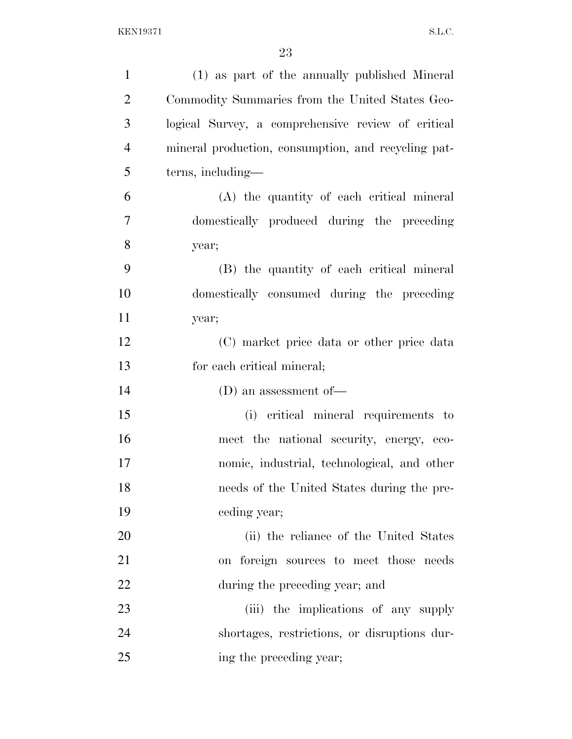(1) as part of the annually published Mineral Commodity Summaries from the United States Geological Survey, a comprehensive review of critical mineral production, consumption, and recycling patterns, including—

(A) the quantity of each critical mineral domestically produced during the preceding year;

(B) the quantity of each critical mineral domestically consumed during the preceding year;

(C) market price data or other price data for each critical mineral;

(D) an assessment of—

(i) critical mineral requirements to meet the national security, energy, economic, industrial, technological, and other needs of the United States during the preceding year;

(ii) the reliance of the United States on foreign sources to meet those needs during the preceding year; and

(iii) the implications of any supply shortages, restrictions, or disruptions during the preceding year;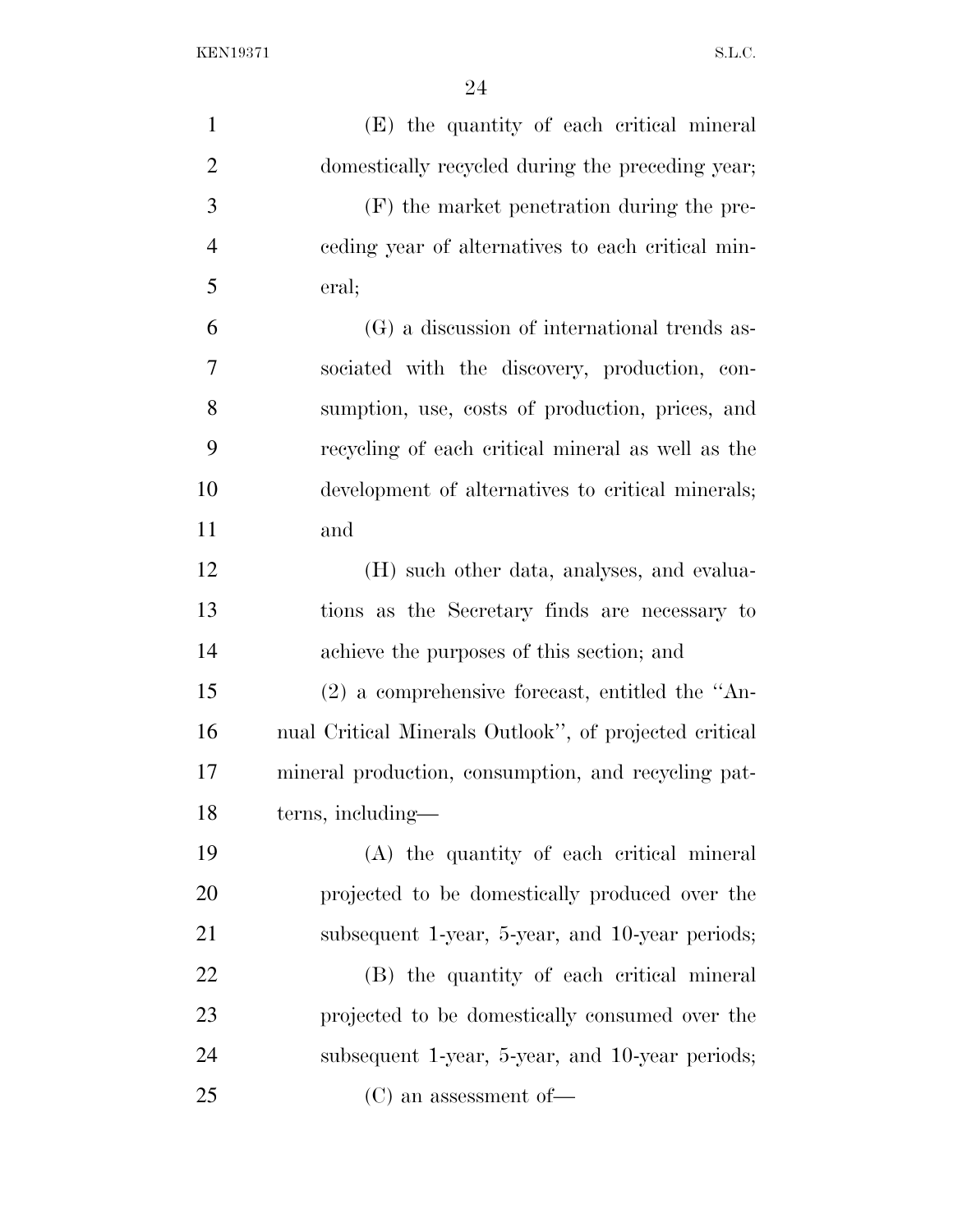(E) the quantity of each critical mineral domestically recycled during the preceding year;

(F) the market penetration during the preceding year of alternatives to each critical mineral;

(G) a discussion of international trends associated with the discovery, production, consumption, use, costs of production, prices, and recycling of each critical mineral as well as the development of alternatives to critical minerals; and

(H) such other data, analyses, and evaluations as the Secretary finds are necessary to achieve the purposes of this section; and

(2) a comprehensive forecast, entitled the "Annual Critical Minerals Outlook", of projected critical mineral production, consumption, and recycling patterns, including—

(A) the quantity of each critical mineral projected to be domestically produced over the subsequent 1-year, 5-year, and 10-year periods;

(B) the quantity of each critical mineral projected to be domestically consumed over the subsequent 1-year, 5-year, and 10-year periods;

(C) an assessment of—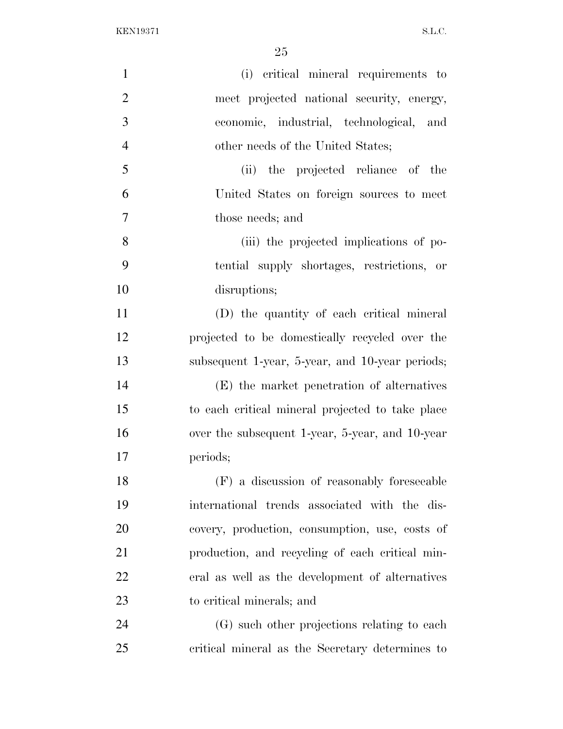(i) critical mineral requirements to meet projected national security, energy, economic, industrial, technological, and other needs of the United States;

(ii) the projected reliance of the United States on foreign sources to meet those needs; and

(iii) the projected implications of potential supply shortages, restrictions, or disruptions;

(D) the quantity of each critical mineral projected to be domestically recycled over the subsequent 1-year, 5-year, and 10-year periods;

(E) the market penetration of alternatives to each critical mineral projected to take place over the subsequent 1-year, 5-year, and 10-year periods;

(F) a discussion of reasonably foreseeable international trends associated with the discovery, production, consumption, use, costs of production, and recycling of each critical mineral as well as the development of alternatives to critical minerals; and

(G) such other projections relating to each critical mineral as the Secretary determines to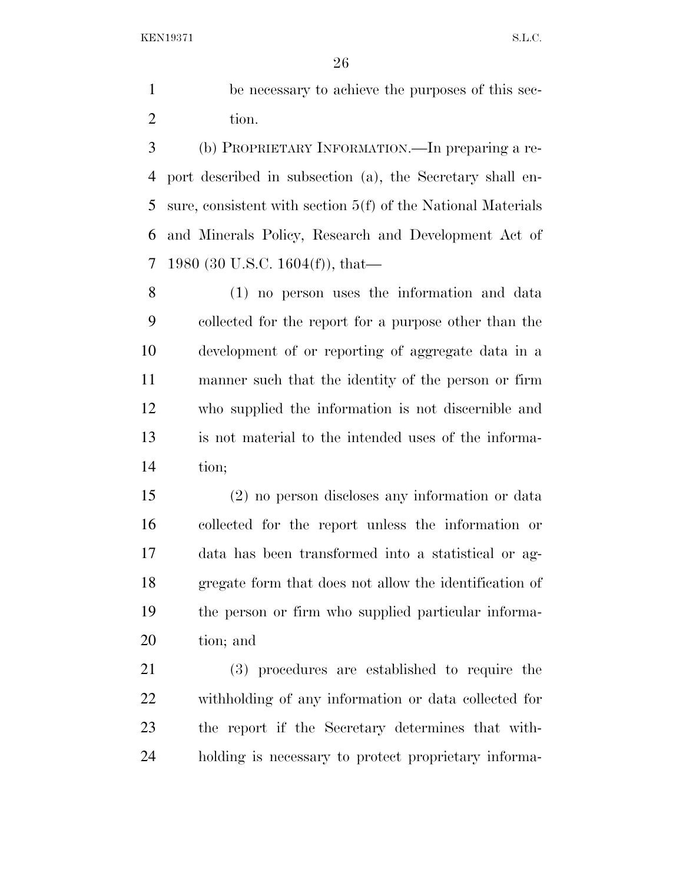be necessary to achieve the purposes of this section.

(b) PROPRIETARY INFORMATION.—In preparing a report described in subsection (a), the Secretary shall ensure, consistent with section 5(f) of the National Materials and Minerals Policy, Research and Development Act of 1980 (30 U.S.C. 1604(f)), that—

(1) no person uses the information and data collected for the report for a purpose other than the development of or reporting of aggregate data in a manner such that the identity of the person or firm who supplied the information is not discernible and is not material to the intended uses of the information;

(2) no person discloses any information or data collected for the report unless the information or data has been transformed into a statistical or aggregate form that does not allow the identification of the person or firm who supplied particular information; and

(3) procedures are established to require the withholding of any information or data collected for the report if the Secretary determines that withholding is necessary to protect proprietary informa-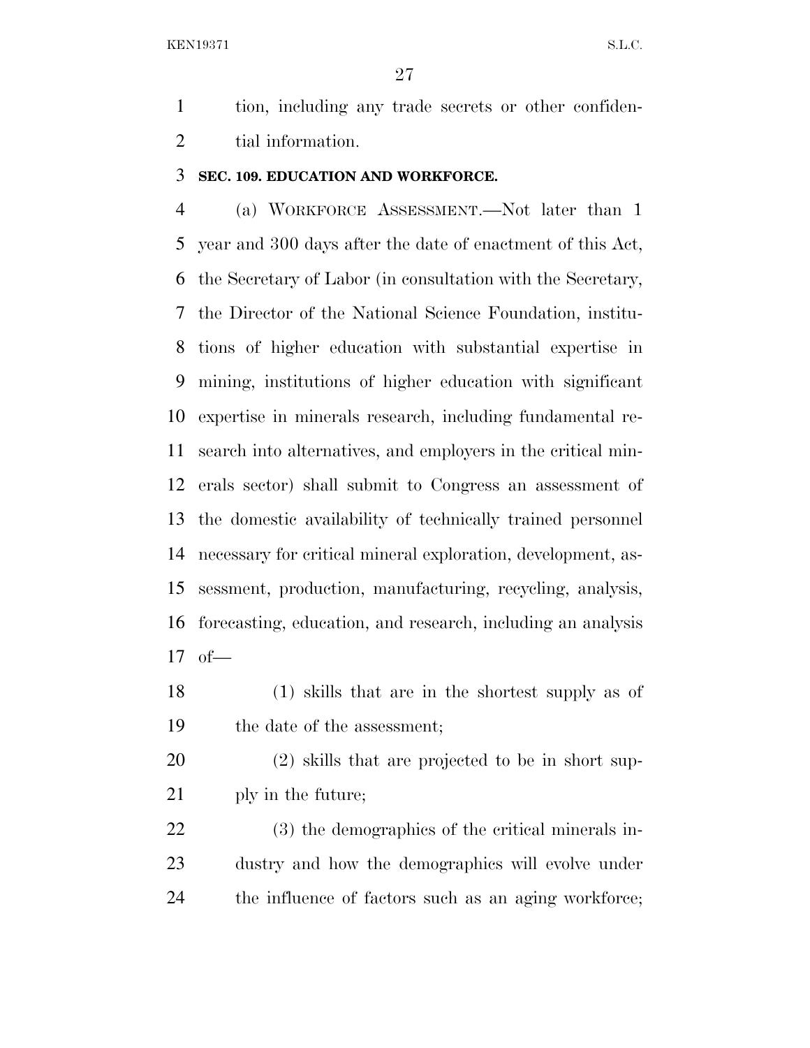tion, including any trade secrets or other confidential information.

**SEC. 109. EDUCATION AND WORKFORCE.**

(a) WORKFORCE ASSESSMENT.—Not later than 1 year and 300 days after the date of enactment of this Act, the Secretary of Labor (in consultation with the Secretary, the Director of the National Science Foundation, institutions of higher education with substantial expertise in mining, institutions of higher education with significant expertise in minerals research, including fundamental research into alternatives, and employers in the critical minerals sector) shall submit to Congress an assessment of the domestic availability of technically trained personnel necessary for critical mineral exploration, development, assessment, production, manufacturing, recycling, analysis, forecasting, education, and research, including an analysis of—

(1) skills that are in the shortest supply as of the date of the assessment;

(2) skills that are projected to be in short supply in the future;

(3) the demographics of the critical minerals industry and how the demographics will evolve under the influence of factors such as an aging workforce;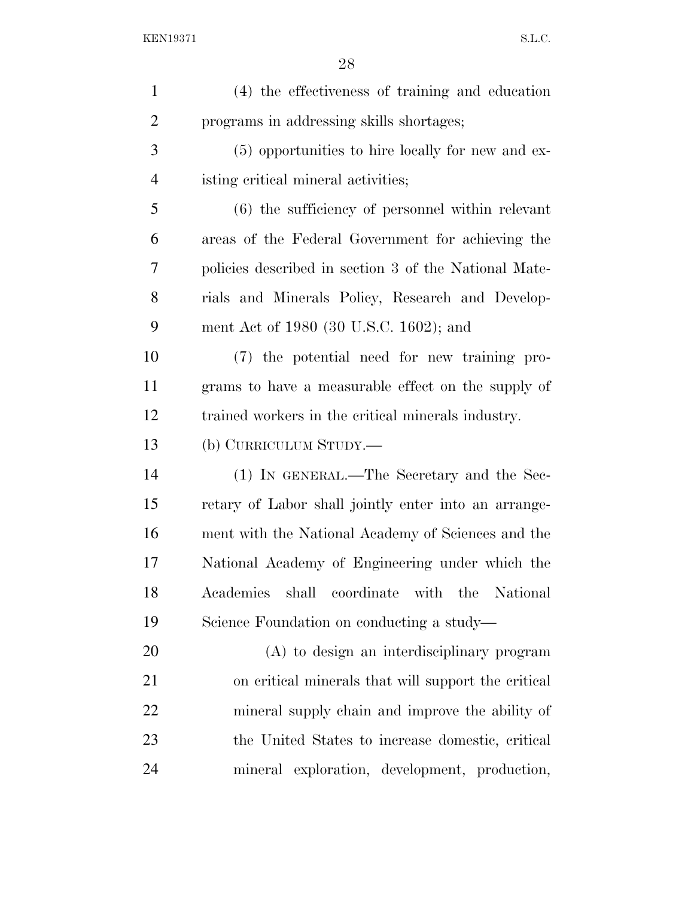(4) the effectiveness of training and education programs in addressing skills shortages;

(5) opportunities to hire locally for new and existing critical mineral activities;

(6) the sufficiency of personnel within relevant areas of the Federal Government for achieving the policies described in section 3 of the National Materials and Minerals Policy, Research and Development Act of 1980 (30 U.S.C. 1602); and

(7) the potential need for new training programs to have a measurable effect on the supply of trained workers in the critical minerals industry.

(b) CURRICULUM STUDY.—

(1) IN GENERAL.—The Secretary and the Secretary of Labor shall jointly enter into an arrangement with the National Academy of Sciences and the National Academy of Engineering under which the Academies shall coordinate with the National Science Foundation on conducting a study—

(A) to design an interdisciplinary program on critical minerals that will support the critical mineral supply chain and improve the ability of the United States to increase domestic, critical mineral exploration, development, production,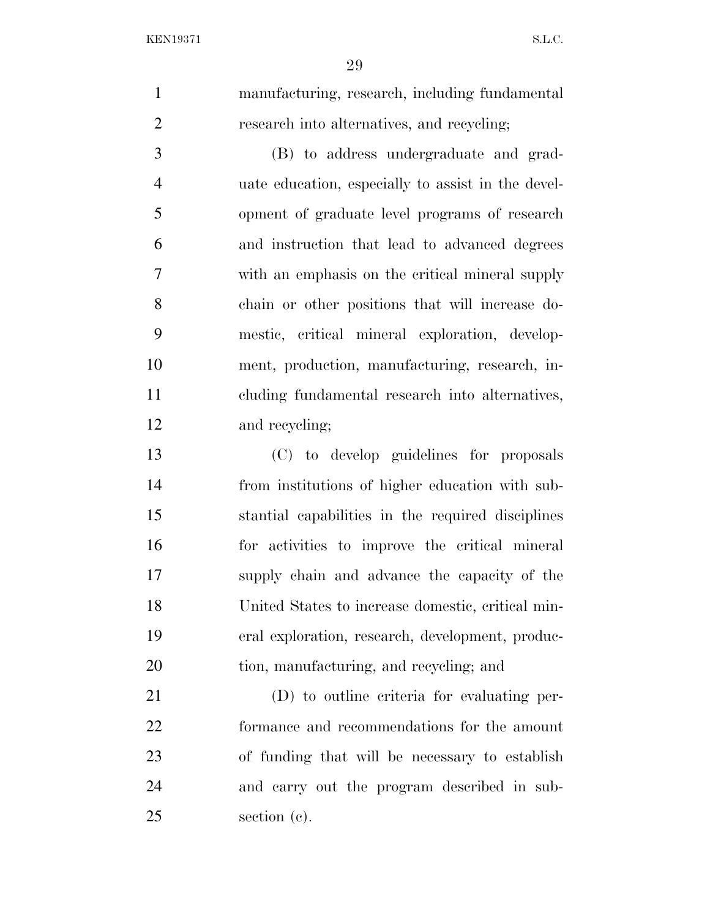manufacturing, research, including fundamental research into alternatives, and recycling;

(B) to address undergraduate and graduate education, especially to assist in the development of graduate level programs of research and instruction that lead to advanced degrees with an emphasis on the critical mineral supply chain or other positions that will increase domestic, critical mineral exploration, development, production, manufacturing, research, including fundamental research into alternatives, and recycling;

(C) to develop guidelines for proposals from institutions of higher education with substantial capabilities in the required disciplines for activities to improve the critical mineral supply chain and advance the capacity of the United States to increase domestic, critical mineral exploration, research, development, production, manufacturing, and recycling; and

(D) to outline criteria for evaluating performance and recommendations for the amount of funding that will be necessary to establish and carry out the program described in subsection (c).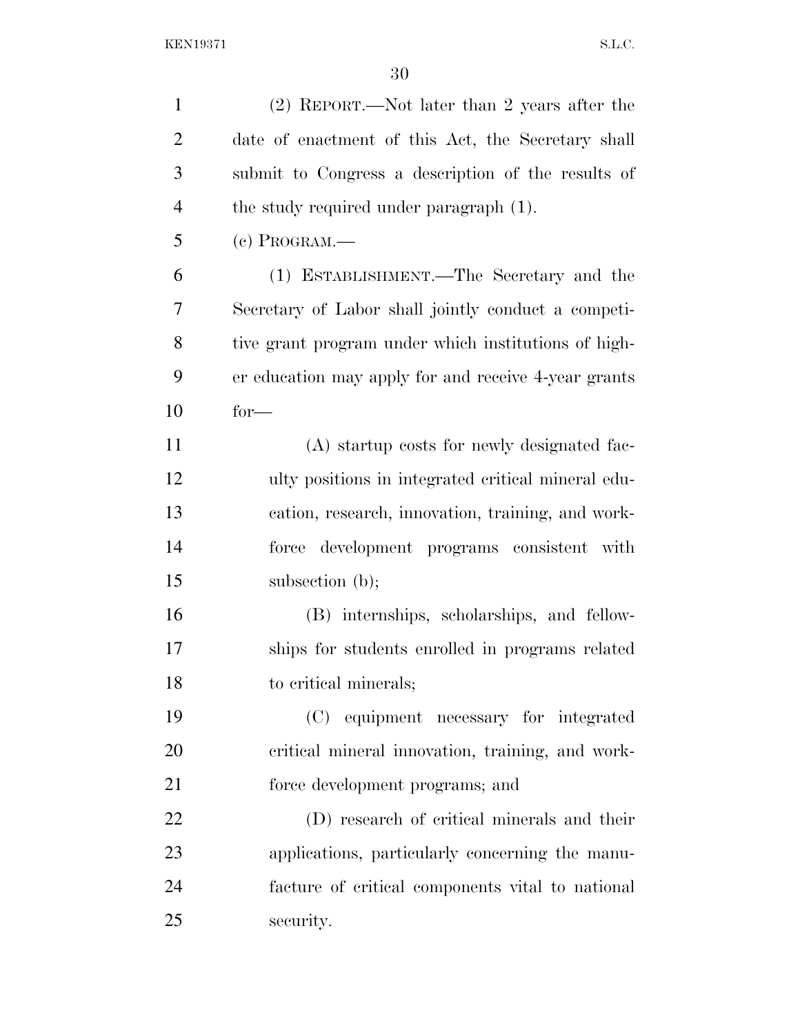(2) REPORT.—Not later than 2 years after the date of enactment of this Act, the Secretary shall submit to Congress a description of the results of the study required under paragraph (1).

(c) PROGRAM.—

(1) ESTABLISHMENT.—The Secretary and the Secretary of Labor shall jointly conduct a competitive grant program under which institutions of higher education may apply for and receive 4-year grants for—

(A) startup costs for newly designated faculty positions in integrated critical mineral education, research, innovation, training, and workforce development programs consistent with subsection (b);

(B) internships, scholarships, and fellowships for students enrolled in programs related to critical minerals;

(C) equipment necessary for integrated critical mineral innovation, training, and workforce development programs; and

(D) research of critical minerals and their applications, particularly concerning the manufacture of critical components vital to national security.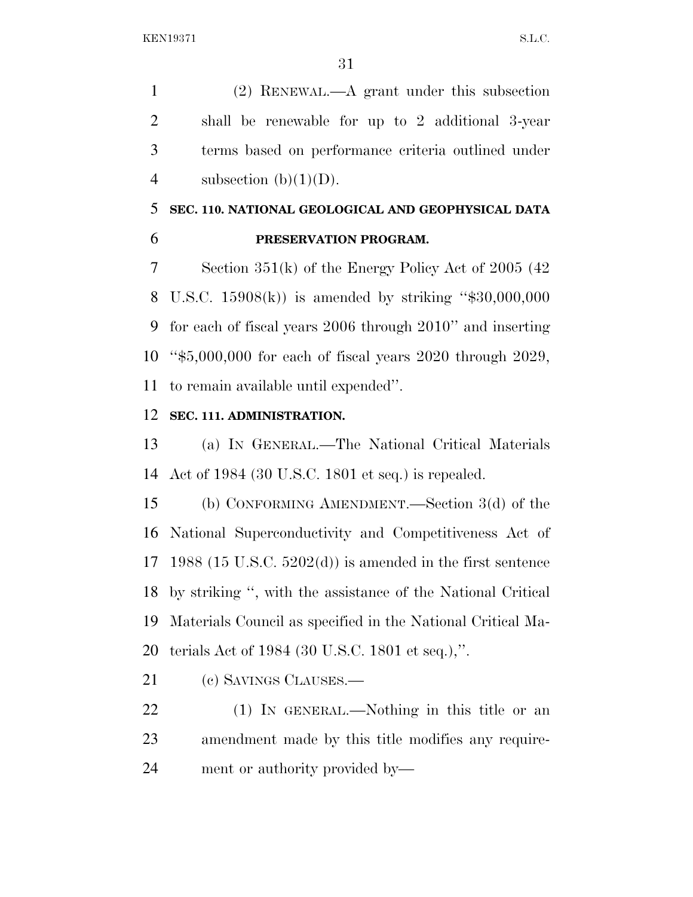(2) RENEWAL.—A grant under this subsection shall be renewable for up to 2 additional 3-year terms based on performance criteria outlined under subsection (b)(1)(D).

**SEC. 110. NATIONAL GEOLOGICAL AND GEOPHYSICAL DATA PRESERVATION PROGRAM.**

Section 351(k) of the Energy Policy Act of 2005 (42 U.S.C. 15908(k)) is amended by striking "$30,000,000 for each of fiscal years 2006 through 2010" and inserting "$5,000,000 for each of fiscal years 2020 through 2029, to remain available until expended".

**SEC. 111. ADMINISTRATION.**

(a) IN GENERAL.—The National Critical Materials Act of 1984 (30 U.S.C. 1801 et seq.) is repealed.

(b) CONFORMING AMENDMENT.—Section 3(d) of the National Superconductivity and Competitiveness Act of 1988 (15 U.S.C. 5202(d)) is amended in the first sentence by striking ", with the assistance of the National Critical Materials Council as specified in the National Critical Materials Act of 1984 (30 U.S.C. 1801 et seq.),".

(c) SAVINGS CLAUSES.—

(1) IN GENERAL.—Nothing in this title or an amendment made by this title modifies any requirement or authority provided by—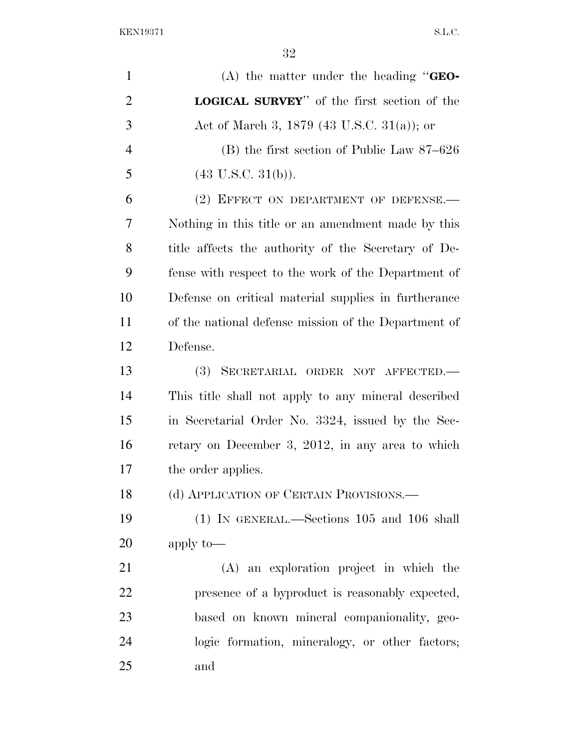(A) the matter under the heading "**GEOLOGICAL SURVEY**" of the first section of the Act of March 3, 1879 (43 U.S.C. 31(a)); or

(B) the first section of Public Law 87–626 (43 U.S.C. 31(b)).

(2) EFFECT ON DEPARTMENT OF DEFENSE.—Nothing in this title or an amendment made by this title affects the authority of the Secretary of Defense with respect to the work of the Department of Defense on critical material supplies in furtherance of the national defense mission of the Department of Defense.

(3) SECRETARIAL ORDER NOT AFFECTED.—This title shall not apply to any mineral described in Secretarial Order No. 3324, issued by the Secretary on December 3, 2012, in any area to which the order applies.

(d) APPLICATION OF CERTAIN PROVISIONS.—

(1) IN GENERAL.—Sections 105 and 106 shall apply to—

(A) an exploration project in which the presence of a byproduct is reasonably expected, based on known mineral companionality, geologic formation, mineralogy, or other factors; and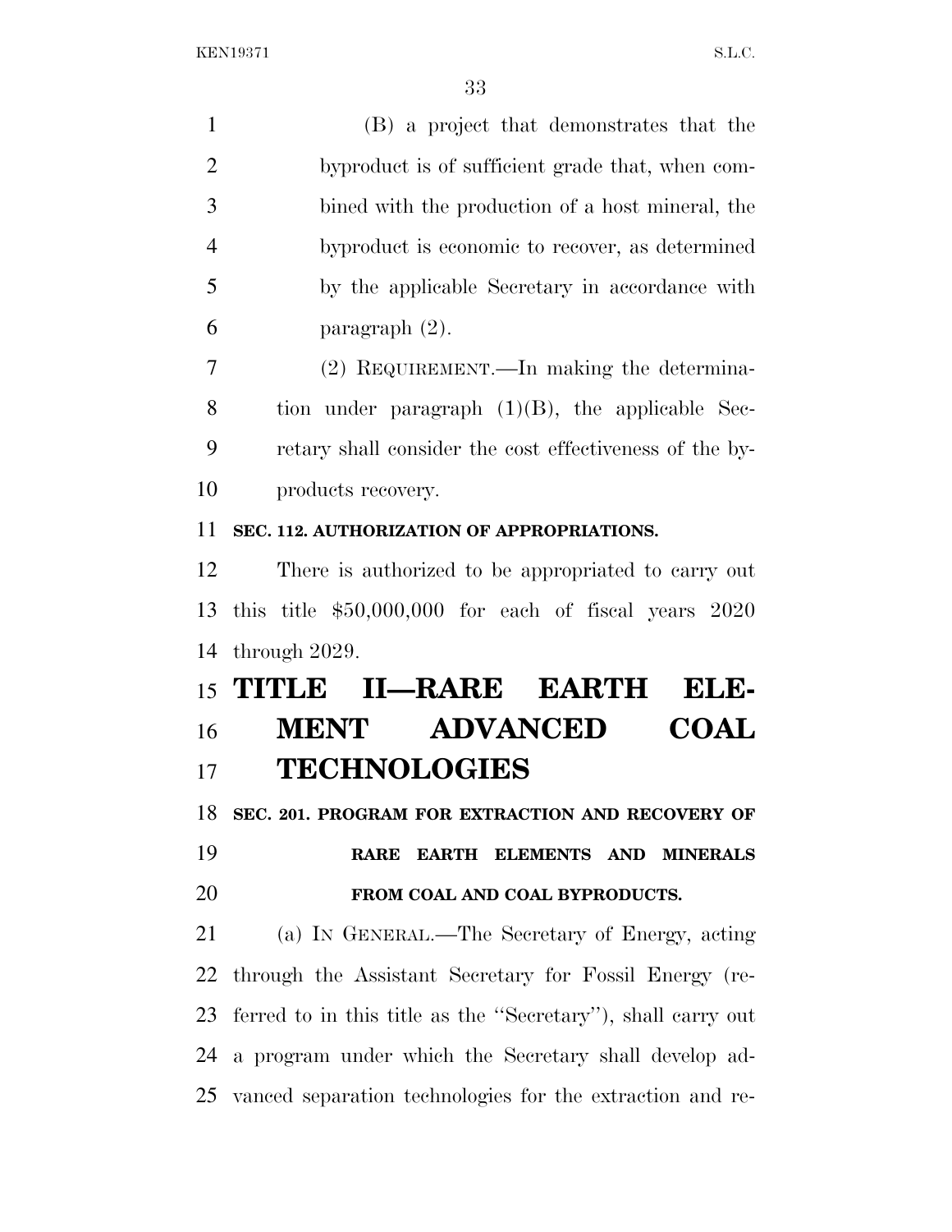(B) a project that demonstrates that the byproduct is of sufficient grade that, when combined with the production of a host mineral, the byproduct is economic to recover, as determined by the applicable Secretary in accordance with paragraph (2).

(2) REQUIREMENT.—In making the determination under paragraph (1)(B), the applicable Secretary shall consider the cost effectiveness of the byproducts recovery.

**SEC. 112. AUTHORIZATION OF APPROPRIATIONS.**

There is authorized to be appropriated to carry out this title $50,000,000 for each of fiscal years 2020 through 2029.

# TITLE II—RARE EARTH ELEMENT ADVANCED COAL TECHNOLOGIES

**SEC. 201. PROGRAM FOR EXTRACTION AND RECOVERY OF RARE EARTH ELEMENTS AND MINERALS FROM COAL AND COAL BYPRODUCTS.**

(a) IN GENERAL.—The Secretary of Energy, acting through the Assistant Secretary for Fossil Energy (referred to in this title as the ''Secretary''), shall carry out a program under which the Secretary shall develop advanced separation technologies for the extraction and re-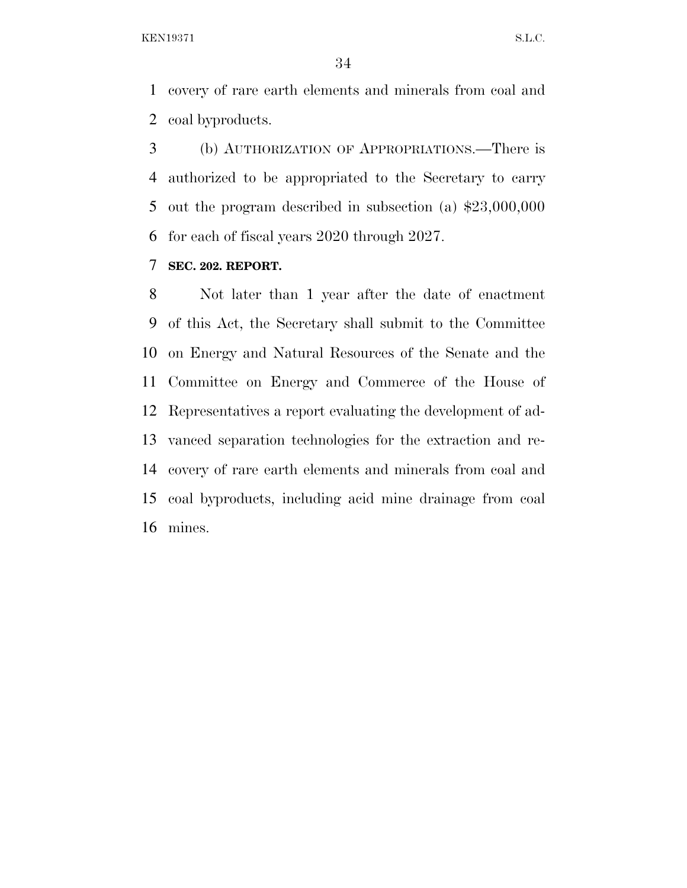covery of rare earth elements and minerals from coal and coal byproducts.

(b) AUTHORIZATION OF APPROPRIATIONS.—There is authorized to be appropriated to the Secretary to carry out the program described in subsection (a) $23,000,000 for each of fiscal years 2020 through 2027.

**SEC. 202. REPORT.**

Not later than 1 year after the date of enactment of this Act, the Secretary shall submit to the Committee on Energy and Natural Resources of the Senate and the Committee on Energy and Commerce of the House of Representatives a report evaluating the development of advanced separation technologies for the extraction and recovery of rare earth elements and minerals from coal and coal byproducts, including acid mine drainage from coal mines.